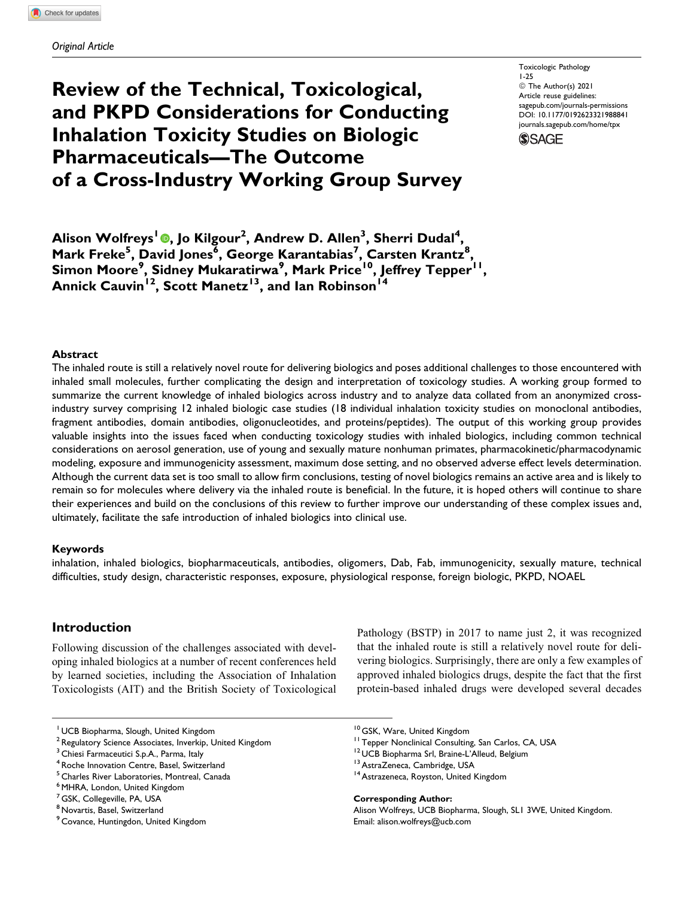*Original Article*

# Review of the Technical, Toxicological, and PKPD Considerations for Conducting Inhalation Toxicity Studies on Biologic Pharmaceuticals—The Outcome of a Cross-Industry Working Group Survey

Toxicologic Pathology
1-25
© The Author(s) 2021
Article reuse guidelines:
sagepub.com/journals-permissions
DOI: 10.1177/0192623321988841
journals.sagepub.com/home/tpx

**Alison Wolfreys[1], Jo Kilgour[2], Andrew D. Allen[3], Sherri Dudal[4], Mark Freke[5], David Jones[6], George Karantabias[7], Carsten Krantz[8], Simon Moore[9], Sidney Mukaratirwa[9], Mark Price[10], Jeffrey Tepper[11], Annick Cauvin[12], Scott Manetz[13], and Ian Robinson[14]**

## Abstract

The inhaled route is still a relatively novel route for delivering biologics and poses additional challenges to those encountered with inhaled small molecules, further complicating the design and interpretation of toxicology studies. A working group formed to summarize the current knowledge of inhaled biologics across industry and to analyze data collated from an anonymized cross-industry survey comprising 12 inhaled biologic case studies (18 individual inhalation toxicity studies on monoclonal antibodies, fragment antibodies, domain antibodies, oligonucleotides, and proteins/peptides). The output of this working group provides valuable insights into the issues faced when conducting toxicology studies with inhaled biologics, including common technical considerations on aerosol generation, use of young and sexually mature nonhuman primates, pharmacokinetic/pharmacodynamic modeling, exposure and immunogenicity assessment, maximum dose setting, and no observed adverse effect levels determination. Although the current data set is too small to allow firm conclusions, testing of novel biologics remains an active area and is likely to remain so for molecules where delivery via the inhaled route is beneficial. In the future, it is hoped others will continue to share their experiences and build on the conclusions of this review to further improve our understanding of these complex issues and, ultimately, facilitate the safe introduction of inhaled biologics into clinical use.

### Keywords

inhalation, inhaled biologics, biopharmaceuticals, antibodies, oligomers, Dab, Fab, immunogenicity, sexually mature, technical difficulties, study design, characteristic responses, exposure, physiological response, foreign biologic, PKPD, NOAEL

## Introduction

Following discussion of the challenges associated with developing inhaled biologics at a number of recent conferences held by learned societies, including the Association of Inhalation Toxicologists (AIT) and the British Society of Toxicological Pathology (BSTP) in 2017 to name just 2, it was recognized that the inhaled route is still a relatively novel route for delivering biologics. Surprisingly, there are only a few examples of approved inhaled biologics drugs, despite the fact that the first protein-based inhaled drugs were developed several decades

[1] UCB Biopharma, Slough, United Kingdom
[2] Regulatory Science Associates, Inverkip, United Kingdom
[3] Chiesi Farmaceutici S.p.A., Parma, Italy
[4] Roche Innovation Centre, Basel, Switzerland
[5] Charles River Laboratories, Montreal, Canada
[6] MHRA, London, United Kingdom
[7] GSK, Collegeville, PA, USA
[8] Novartis, Basel, Switzerland
[9] Covance, Huntingdon, United Kingdom
[10] GSK, Ware, United Kingdom
[11] Tepper Nonclinical Consulting, San Carlos, CA, USA
[12] UCB Biopharma Srl, Braine-L'Alleud, Belgium
[13] AstraZeneca, Cambridge, USA
[14] Astrazeneca, Royston, United Kingdom

**Corresponding Author:**
Alison Wolfreys, UCB Biopharma, Slough, SL1 3WE, United Kingdom.
Email: alison.wolfreys@ucb.com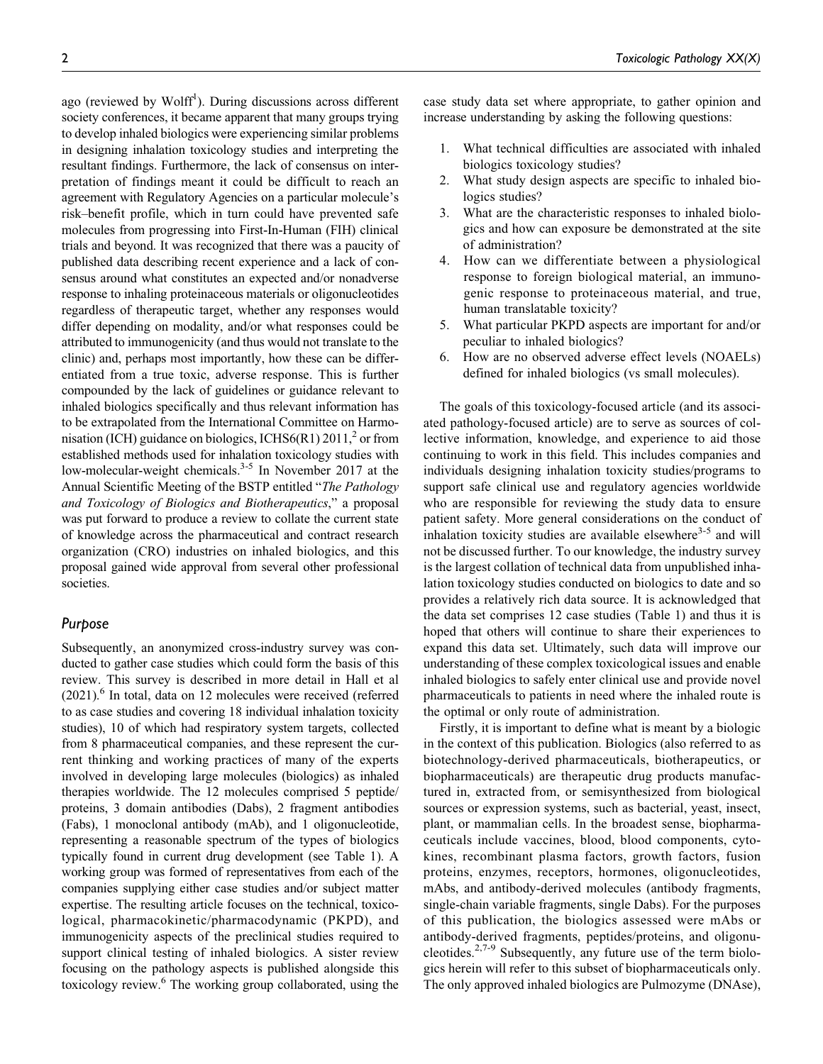ago (reviewed by Wolff[1]). During discussions across different society conferences, it became apparent that many groups trying to develop inhaled biologics were experiencing similar problems in designing inhalation toxicology studies and interpreting the resultant findings. Furthermore, the lack of consensus on interpretation of findings meant it could be difficult to reach an agreement with Regulatory Agencies on a particular molecule's risk–benefit profile, which in turn could have prevented safe molecules from progressing into First-In-Human (FIH) clinical trials and beyond. It was recognized that there was a paucity of published data describing recent experience and a lack of consensus around what constitutes an expected and/or nonadverse response to inhaling proteinaceous materials or oligonucleotides regardless of therapeutic target, whether any responses would differ depending on modality, and/or what responses could be attributed to immunogenicity (and thus would not translate to the clinic) and, perhaps most importantly, how these can be differentiated from a true toxic, adverse response. This is further compounded by the lack of guidelines or guidance relevant to inhaled biologics specifically and thus relevant information has to be extrapolated from the International Committee on Harmonisation (ICH) guidance on biologics, ICHS6(R1) 2011,[2] or from established methods used for inhalation toxicology studies with low-molecular-weight chemicals.[3-5] In November 2017 at the Annual Scientific Meeting of the BSTP entitled "*The Pathology and Toxicology of Biologics and Biotherapeutics*," a proposal was put forward to produce a review to collate the current state of knowledge across the pharmaceutical and contract research organization (CRO) industries on inhaled biologics, and this proposal gained wide approval from several other professional societies.

## Purpose

Subsequently, an anonymized cross-industry survey was conducted to gather case studies which could form the basis of this review. This survey is described in more detail in Hall et al (2021).[6] In total, data on 12 molecules were received (referred to as case studies and covering 18 individual inhalation toxicity studies), 10 of which had respiratory system targets, collected from 8 pharmaceutical companies, and these represent the current thinking and working practices of many of the experts involved in developing large molecules (biologics) as inhaled therapies worldwide. The 12 molecules comprised 5 peptide/proteins, 3 domain antibodies (Dabs), 2 fragment antibodies (Fabs), 1 monoclonal antibody (mAb), and 1 oligonucleotide, representing a reasonable spectrum of the types of biologics typically found in current drug development (see Table 1). A working group was formed of representatives from each of the companies supplying either case studies and/or subject matter expertise. The resulting article focuses on the technical, toxicological, pharmacokinetic/pharmacodynamic (PKPD), and immunogenicity aspects of the preclinical studies required to support clinical testing of inhaled biologics. A sister review focusing on the pathology aspects is published alongside this toxicology review.[6] The working group collaborated, using the case study data set where appropriate, to gather opinion and increase understanding by asking the following questions:

1. What technical difficulties are associated with inhaled biologics toxicology studies?
2. What study design aspects are specific to inhaled biologics studies?
3. What are the characteristic responses to inhaled biologics and how can exposure be demonstrated at the site of administration?
4. How can we differentiate between a physiological response to foreign biological material, an immunogenic response to proteinaceous material, and true, human translatable toxicity?
5. What particular PKPD aspects are important for and/or peculiar to inhaled biologics?
6. How are no observed adverse effect levels (NOAELs) defined for inhaled biologics (vs small molecules).

The goals of this toxicology-focused article (and its associated pathology-focused article) are to serve as sources of collective information, knowledge, and experience to aid those continuing to work in this field. This includes companies and individuals designing inhalation toxicity studies/programs to support safe clinical use and regulatory agencies worldwide who are responsible for reviewing the study data to ensure patient safety. More general considerations on the conduct of inhalation toxicity studies are available elsewhere[3-5] and will not be discussed further. To our knowledge, the industry survey is the largest collation of technical data from unpublished inhalation toxicology studies conducted on biologics to date and so provides a relatively rich data source. It is acknowledged that the data set comprises 12 case studies (Table 1) and thus it is hoped that others will continue to share their experiences to expand this data set. Ultimately, such data will improve our understanding of these complex toxicological issues and enable inhaled biologics to safely enter clinical use and provide novel pharmaceuticals to patients in need where the inhaled route is the optimal or only route of administration.

Firstly, it is important to define what is meant by a biologic in the context of this publication. Biologics (also referred to as biotechnology-derived pharmaceuticals, biotherapeutics, or biopharmaceuticals) are therapeutic drug products manufactured in, extracted from, or semisynthesized from biological sources or expression systems, such as bacterial, yeast, insect, plant, or mammalian cells. In the broadest sense, biopharmaceuticals include vaccines, blood, blood components, cytokines, recombinant plasma factors, growth factors, fusion proteins, enzymes, receptors, hormones, oligonucleotides, mAbs, and antibody-derived molecules (antibody fragments, single-chain variable fragments, single Dabs). For the purposes of this publication, the biologics assessed were mAbs or antibody-derived fragments, peptides/proteins, and oligonucleotides.[2,7-9] Subsequently, any future use of the term biologics herein will refer to this subset of biopharmaceuticals only. The only approved inhaled biologics are Pulmozyme (DNAse),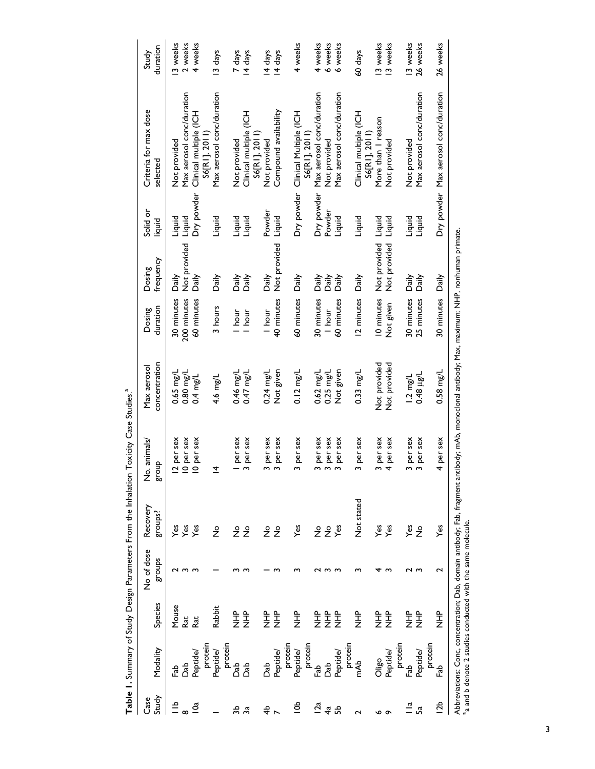**Table 1.** Summary of Study Design Parameters From the Inhalation Toxicity Case Studies.[a]

| Case Study | Modality | Species | No of dose groups | Recovery groups? | No. animals/ group | Max aerosol concentration | Dosing duration | Dosing frequency | Solid or liquid | Criteria for max dose selected | Study duration |
|---|---|---|---|---|---|---|---|---|---|---|---|
| 11b | Fab | Mouse | 2 | Yes | 12 per sex | 0.65 mg/L | 30 minutes | Daily | Liquid | Not provided | 13 weeks |
| 8 | Dab | Rat | 3 | Yes | 10 per sex | 0.80 mg/L | 200 minutes | Not provided | Liquid | Max aerosol conc/duration | 2 weeks |
| 10a | Peptide/ protein | Rat | 3 | Yes | 10 per sex | 0.4 mg/L | 60 minutes | Daily | Dry powder | Clinical multiple (ICH S6[R1], 2011) | 4 weeks |
| 1 | Peptide/ protein | Rabbit | 1 | No | 14 | 4.6 mg/L | 3 hours | Daily | Liquid | Max aerosol conc/duration | 13 days |
| 3b | Dab | NHP | 3 | No | 1 per sex | 0.46 mg/L | 1 hour | Daily | Liquid | Not provided | 7 days |
| 3a | Dab | NHP | 3 | No | 3 per sex | 0.47 mg/L | 1 hour | Daily | Liquid | Clinical multiple (ICH S6[R1], 2011) | 14 days |
| 4b | Dab | NHP | 1 | No | 3 per sex | 0.24 mg/L | 1 hour | Daily | Powder | Not provided | 14 days |
| 7 | Peptide/ protein | NHP | 3 | No | 3 per sex | Not given | 40 minutes | Not provided | Liquid | Compound availability | 14 days |
| 10b | Peptide/ protein | NHP | 3 | Yes | 3 per sex | 0.12 mg/L | 60 minutes | Daily | Dry powder | Clinical Multiple (ICH S6[R1], 2011) | 4 weeks |
| 12a | Fab | NHP | 2 | No | 3 per sex | 0.62 mg/L | 30 minutes | Daily | Dry powder | Max aerosol conc/duration | 4 weeks |
| 4a | Dab | NHP | 3 | No | 3 per sex | 0.25 mg/L | 1 hour | Daily | Powder | Not provided | 6 weeks |
| 5b | Peptide/ protein | NHP | 3 | Yes | 3 per sex | Not given | 60 minutes | Daily | Liquid | Max aerosol conc/duration | 6 weeks |
| 2 | mAb | NHP | 3 | Not stated | 3 per sex | 0.33 mg/L | 12 minutes | Daily | Liquid | Clinical multiple (ICH S6[R1], 2011) | 60 days |
| 6 | Oligo | NHP | 4 | Yes | 3 per sex | Not provided | 10 minutes | Not provided | Liquid | More than 1 reason | 13 weeks |
| 9 | Peptide/ protein | NHP | 3 | Yes | 4 per sex | Not provided | Not given | Not provided | Liquid | Not provided | 13 weeks |
| 11a | Fab | NHP | 2 | Yes | 3 per sex | 1.2 mg/L | 30 minutes | Daily | Liquid | Not provided | 13 weeks |
| 5a | Peptide/ protein | NHP | 3 | No | 3 per sex | 0.48 µg/L | 25 minutes | Daily | Liquid | Max aerosol conc/duration | 26 weeks |
| 12b | Fab | NHP | 2 | Yes | 4 per sex | 0.58 mg/L | 30 minutes | Daily | Dry powder | Max aerosol conc/duration | 26 weeks |

Abbreviations: Conc, concentration; Dab, domain antibody; Fab, fragment antibody; mAb, monoclonal antibody; Max, maximum; NHP, nonhuman primate.
[a] a and b denote 2 studies conducted with the same molecule.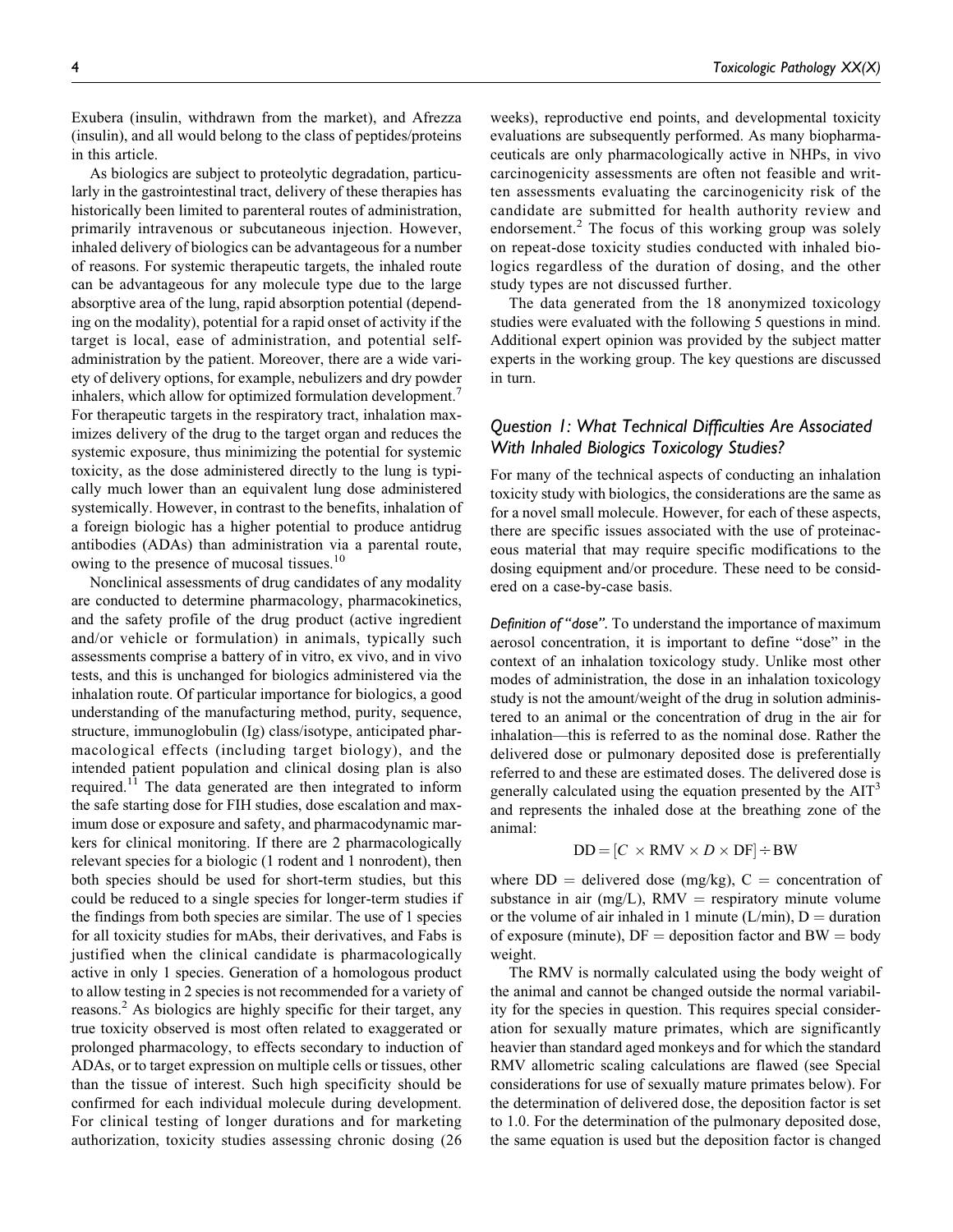Exubera (insulin, withdrawn from the market), and Afrezza (insulin), and all would belong to the class of peptides/proteins in this article.

As biologics are subject to proteolytic degradation, particularly in the gastrointestinal tract, delivery of these therapies has historically been limited to parenteral routes of administration, primarily intravenous or subcutaneous injection. However, inhaled delivery of biologics can be advantageous for a number of reasons. For systemic therapeutic targets, the inhaled route can be advantageous for any molecule type due to the large absorptive area of the lung, rapid absorption potential (depending on the modality), potential for a rapid onset of activity if the target is local, ease of administration, and potential self-administration by the patient. Moreover, there are a wide variety of delivery options, for example, nebulizers and dry powder inhalers, which allow for optimized formulation development.[7] For therapeutic targets in the respiratory tract, inhalation maximizes delivery of the drug to the target organ and reduces the systemic exposure, thus minimizing the potential for systemic toxicity, as the dose administered directly to the lung is typically much lower than an equivalent lung dose administered systemically. However, in contrast to the benefits, inhalation of a foreign biologic has a higher potential to produce antidrug antibodies (ADAs) than administration via a parental route, owing to the presence of mucosal tissues.[10]

Nonclinical assessments of drug candidates of any modality are conducted to determine pharmacology, pharmacokinetics, and the safety profile of the drug product (active ingredient and/or vehicle or formulation) in animals, typically such assessments comprise a battery of in vitro, ex vivo, and in vivo tests, and this is unchanged for biologics administered via the inhalation route. Of particular importance for biologics, a good understanding of the manufacturing method, purity, sequence, structure, immunoglobulin (Ig) class/isotype, anticipated pharmacological effects (including target biology), and the intended patient population and clinical dosing plan is also required.[11] The data generated are then integrated to inform the safe starting dose for FIH studies, dose escalation and maximum dose or exposure and safety, and pharmacodynamic markers for clinical monitoring. If there are 2 pharmacologically relevant species for a biologic (1 rodent and 1 nonrodent), then both species should be used for short-term studies, but this could be reduced to a single species for longer-term studies if the findings from both species are similar. The use of 1 species for all toxicity studies for mAbs, their derivatives, and Fabs is justified when the clinical candidate is pharmacologically active in only 1 species. Generation of a homologous product to allow testing in 2 species is not recommended for a variety of reasons.[2] As biologics are highly specific for their target, any true toxicity observed is most often related to exaggerated or prolonged pharmacology, to effects secondary to induction of ADAs, or to target expression on multiple cells or tissues, other than the tissue of interest. Such high specificity should be confirmed for each individual molecule during development. For clinical testing of longer durations and for marketing authorization, toxicity studies assessing chronic dosing (26 weeks), reproductive end points, and developmental toxicity evaluations are subsequently performed. As many biopharmaceuticals are only pharmacologically active in NHPs, in vivo carcinogenicity assessments are often not feasible and written assessments evaluating the carcinogenicity risk of the candidate are submitted for health authority review and endorsement.[2] The focus of this working group was solely on repeat-dose toxicity studies conducted with inhaled biologics regardless of the duration of dosing, and the other study types are not discussed further.

The data generated from the 18 anonymized toxicology studies were evaluated with the following 5 questions in mind. Additional expert opinion was provided by the subject matter experts in the working group. The key questions are discussed in turn.

### Question 1: What Technical Difficulties Are Associated With Inhaled Biologics Toxicology Studies?

For many of the technical aspects of conducting an inhalation toxicity study with biologics, the considerations are the same as for a novel small molecule. However, for each of these aspects, there are specific issues associated with the use of proteinaceous material that may require specific modifications to the dosing equipment and/or procedure. These need to be considered on a case-by-case basis.

*Definition of "dose".* To understand the importance of maximum aerosol concentration, it is important to define "dose" in the context of an inhalation toxicology study. Unlike most other modes of administration, the dose in an inhalation toxicology study is not the amount/weight of the drug in solution administered to an animal or the concentration of drug in the air for inhalation—this is referred to as the nominal dose. Rather the delivered dose or pulmonary deposited dose is preferentially referred to and these are estimated doses. The delivered dose is generally calculated using the equation presented by the AIT[3] and represents the inhaled dose at the breathing zone of the animal:

$$\mathrm{DD} = [C \times \mathrm{RMV} \times D \times \mathrm{DF}] \div \mathrm{BW}$$

where DD = delivered dose (mg/kg), C = concentration of substance in air (mg/L), RMV = respiratory minute volume or the volume of air inhaled in 1 minute (L/min), D = duration of exposure (minute), DF = deposition factor and BW = body weight.

The RMV is normally calculated using the body weight of the animal and cannot be changed outside the normal variability for the species in question. This requires special consideration for sexually mature primates, which are significantly heavier than standard aged monkeys and for which the standard RMV allometric scaling calculations are flawed (see Special considerations for use of sexually mature primates below). For the determination of delivered dose, the deposition factor is set to 1.0. For the determination of the pulmonary deposited dose, the same equation is used but the deposition factor is changed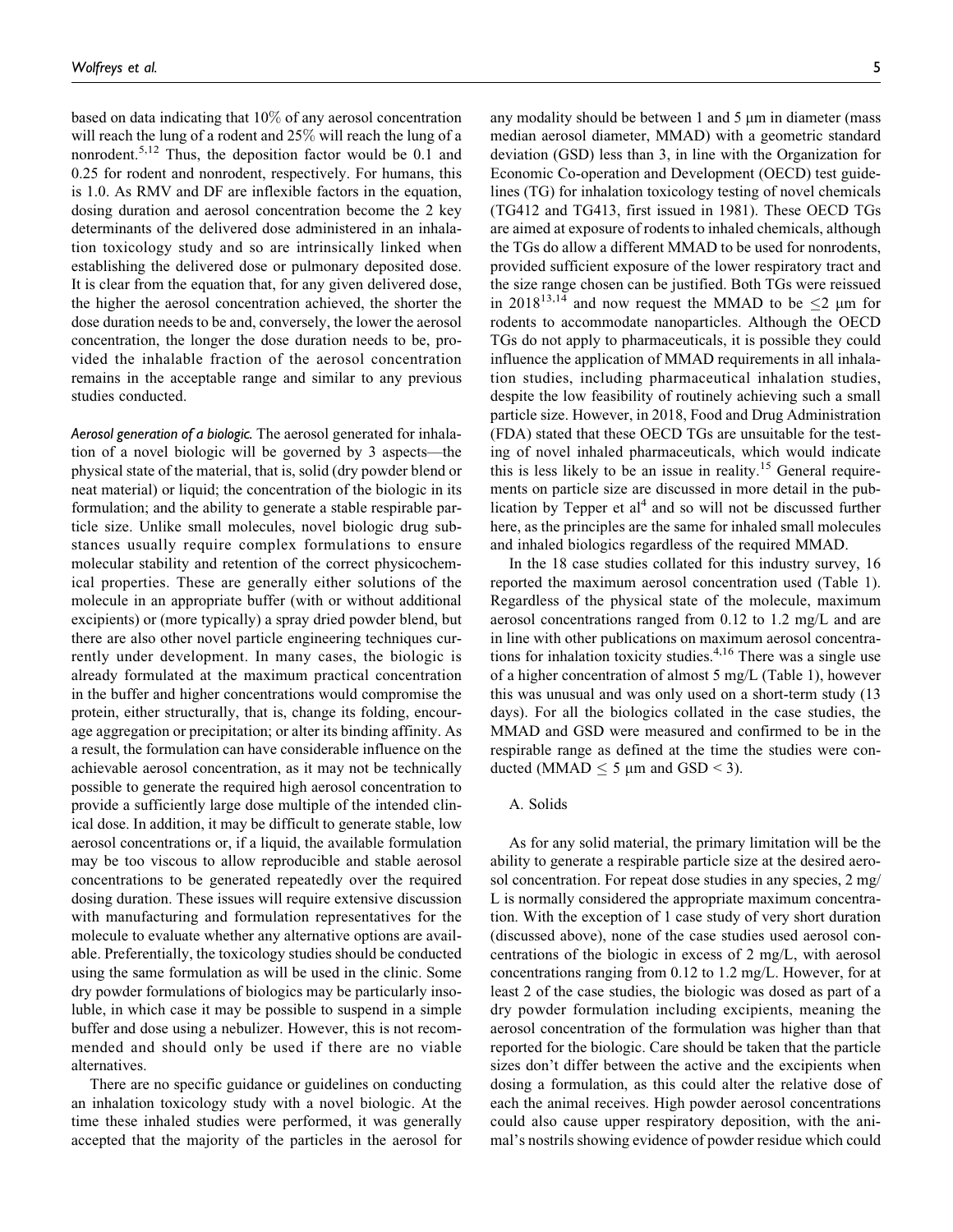based on data indicating that 10% of any aerosol concentration will reach the lung of a rodent and 25% will reach the lung of a nonrodent.[5,12] Thus, the deposition factor would be 0.1 and 0.25 for rodent and nonrodent, respectively. For humans, this is 1.0. As RMV and DF are inflexible factors in the equation, dosing duration and aerosol concentration become the 2 key determinants of the delivered dose administered in an inhalation toxicology study and so are intrinsically linked when establishing the delivered dose or pulmonary deposited dose. It is clear from the equation that, for any given delivered dose, the higher the aerosol concentration achieved, the shorter the dose duration needs to be and, conversely, the lower the aerosol concentration, the longer the dose duration needs to be, provided the inhalable fraction of the aerosol concentration remains in the acceptable range and similar to any previous studies conducted.

*Aerosol generation of a biologic.* The aerosol generated for inhalation of a novel biologic will be governed by 3 aspects—the physical state of the material, that is, solid (dry powder blend or neat material) or liquid; the concentration of the biologic in its formulation; and the ability to generate a stable respirable particle size. Unlike small molecules, novel biologic drug substances usually require complex formulations to ensure molecular stability and retention of the correct physicochemical properties. These are generally either solutions of the molecule in an appropriate buffer (with or without additional excipients) or (more typically) a spray dried powder blend, but there are also other novel particle engineering techniques currently under development. In many cases, the biologic is already formulated at the maximum practical concentration in the buffer and higher concentrations would compromise the protein, either structurally, that is, change its folding, encourage aggregation or precipitation; or alter its binding affinity. As a result, the formulation can have considerable influence on the achievable aerosol concentration, as it may not be technically possible to generate the required high aerosol concentration to provide a sufficiently large dose multiple of the intended clinical dose. In addition, it may be difficult to generate stable, low aerosol concentrations or, if a liquid, the available formulation may be too viscous to allow reproducible and stable aerosol concentrations to be generated repeatedly over the required dosing duration. These issues will require extensive discussion with manufacturing and formulation representatives for the molecule to evaluate whether any alternative options are available. Preferentially, the toxicology studies should be conducted using the same formulation as will be used in the clinic. Some dry powder formulations of biologics may be particularly insoluble, in which case it may be possible to suspend in a simple buffer and dose using a nebulizer. However, this is not recommended and should only be used if there are no viable alternatives.

There are no specific guidance or guidelines on conducting an inhalation toxicology study with a novel biologic. At the time these inhaled studies were performed, it was generally accepted that the majority of the particles in the aerosol for any modality should be between 1 and 5 μm in diameter (mass median aerosol diameter, MMAD) with a geometric standard deviation (GSD) less than 3, in line with the Organization for Economic Co-operation and Development (OECD) test guidelines (TG) for inhalation toxicology testing of novel chemicals (TG412 and TG413, first issued in 1981). These OECD TGs are aimed at exposure of rodents to inhaled chemicals, although the TGs do allow a different MMAD to be used for nonrodents, provided sufficient exposure of the lower respiratory tract and the size range chosen can be justified. Both TGs were reissued in 2018[13,14] and now request the MMAD to be $\leq 2$ μm for rodents to accommodate nanoparticles. Although the OECD TGs do not apply to pharmaceuticals, it is possible they could influence the application of MMAD requirements in all inhalation studies, including pharmaceutical inhalation studies, despite the low feasibility of routinely achieving such a small particle size. However, in 2018, Food and Drug Administration (FDA) stated that these OECD TGs are unsuitable for the testing of novel inhaled pharmaceuticals, which would indicate this is less likely to be an issue in reality.[15] General requirements on particle size are discussed in more detail in the publication by Tepper et al[4] and so will not be discussed further here, as the principles are the same for inhaled small molecules and inhaled biologics regardless of the required MMAD.

In the 18 case studies collated for this industry survey, 16 reported the maximum aerosol concentration used (Table 1). Regardless of the physical state of the molecule, maximum aerosol concentrations ranged from 0.12 to 1.2 mg/L and are in line with other publications on maximum aerosol concentrations for inhalation toxicity studies.[4,16] There was a single use of a higher concentration of almost 5 mg/L (Table 1), however this was unusual and was only used on a short-term study (13 days). For all the biologics collated in the case studies, the MMAD and GSD were measured and confirmed to be in the respirable range as defined at the time the studies were conducted (MMAD $\leq$ 5 μm and GSD $<$ 3).

A. Solids

As for any solid material, the primary limitation will be the ability to generate a respirable particle size at the desired aerosol concentration. For repeat dose studies in any species, 2 mg/L is normally considered the appropriate maximum concentration. With the exception of 1 case study of very short duration (discussed above), none of the case studies used aerosol concentrations of the biologic in excess of 2 mg/L, with aerosol concentrations ranging from 0.12 to 1.2 mg/L. However, for at least 2 of the case studies, the biologic was dosed as part of a dry powder formulation including excipients, meaning the aerosol concentration of the formulation was higher than that reported for the biologic. Care should be taken that the particle sizes don't differ between the active and the excipients when dosing a formulation, as this could alter the relative dose of each the animal receives. High powder aerosol concentrations could also cause upper respiratory deposition, with the animal's nostrils showing evidence of powder residue which could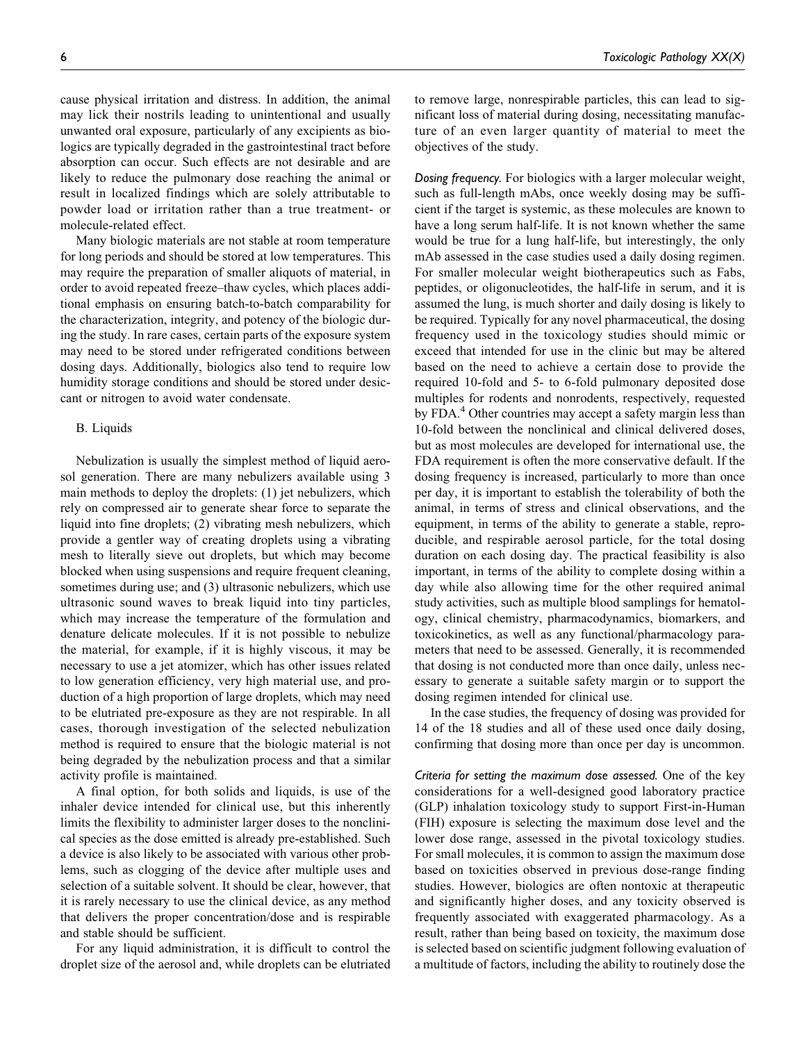cause physical irritation and distress. In addition, the animal may lick their nostrils leading to unintentional and usually unwanted oral exposure, particularly of any excipients as biologics are typically degraded in the gastrointestinal tract before absorption can occur. Such effects are not desirable and are likely to reduce the pulmonary dose reaching the animal or result in localized findings which are solely attributable to powder load or irritation rather than a true treatment- or molecule-related effect.

Many biologic materials are not stable at room temperature for long periods and should be stored at low temperatures. This may require the preparation of smaller aliquots of material, in order to avoid repeated freeze–thaw cycles, which places additional emphasis on ensuring batch-to-batch comparability for the characterization, integrity, and potency of the biologic during the study. In rare cases, certain parts of the exposure system may need to be stored under refrigerated conditions between dosing days. Additionally, biologics also tend to require low humidity storage conditions and should be stored under desiccant or nitrogen to avoid water condensate.

B. Liquids

Nebulization is usually the simplest method of liquid aerosol generation. There are many nebulizers available using 3 main methods to deploy the droplets: (1) jet nebulizers, which rely on compressed air to generate shear force to separate the liquid into fine droplets; (2) vibrating mesh nebulizers, which provide a gentler way of creating droplets using a vibrating mesh to literally sieve out droplets, but which may become blocked when using suspensions and require frequent cleaning, sometimes during use; and (3) ultrasonic nebulizers, which use ultrasonic sound waves to break liquid into tiny particles, which may increase the temperature of the formulation and denature delicate molecules. If it is not possible to nebulize the material, for example, if it is highly viscous, it may be necessary to use a jet atomizer, which has other issues related to low generation efficiency, very high material use, and production of a high proportion of large droplets, which may need to be elutriated pre-exposure as they are not respirable. In all cases, thorough investigation of the selected nebulization method is required to ensure that the biologic material is not being degraded by the nebulization process and that a similar activity profile is maintained.

A final option, for both solids and liquids, is use of the inhaler device intended for clinical use, but this inherently limits the flexibility to administer larger doses to the nonclinical species as the dose emitted is already pre-established. Such a device is also likely to be associated with various other problems, such as clogging of the device after multiple uses and selection of a suitable solvent. It should be clear, however, that it is rarely necessary to use the clinical device, as any method that delivers the proper concentration/dose and is respirable and stable should be sufficient.

For any liquid administration, it is difficult to control the droplet size of the aerosol and, while droplets can be elutriated to remove large, nonrespirable particles, this can lead to significant loss of material during dosing, necessitating manufacture of an even larger quantity of material to meet the objectives of the study.

*Dosing frequency.* For biologics with a larger molecular weight, such as full-length mAbs, once weekly dosing may be sufficient if the target is systemic, as these molecules are known to have a long serum half-life. It is not known whether the same would be true for a lung half-life, but interestingly, the only mAb assessed in the case studies used a daily dosing regimen. For smaller molecular weight biotherapeutics such as Fabs, peptides, or oligonucleotides, the half-life in serum, and it is assumed the lung, is much shorter and daily dosing is likely to be required. Typically for any novel pharmaceutical, the dosing frequency used in the toxicology studies should mimic or exceed that intended for use in the clinic but may be altered based on the need to achieve a certain dose to provide the required 10-fold and 5- to 6-fold pulmonary deposited dose multiples for rodents and nonrodents, respectively, requested by FDA.[4] Other countries may accept a safety margin less than 10-fold between the nonclinical and clinical delivered doses, but as most molecules are developed for international use, the FDA requirement is often the more conservative default. If the dosing frequency is increased, particularly to more than once per day, it is important to establish the tolerability of both the animal, in terms of stress and clinical observations, and the equipment, in terms of the ability to generate a stable, reproducible, and respirable aerosol particle, for the total dosing duration on each dosing day. The practical feasibility is also important, in terms of the ability to complete dosing within a day while also allowing time for the other required animal study activities, such as multiple blood samplings for hematology, clinical chemistry, pharmacodynamics, biomarkers, and toxicokinetics, as well as any functional/pharmacology parameters that need to be assessed. Generally, it is recommended that dosing is not conducted more than once daily, unless necessary to generate a suitable safety margin or to support the dosing regimen intended for clinical use.

In the case studies, the frequency of dosing was provided for 14 of the 18 studies and all of these used once daily dosing, confirming that dosing more than once per day is uncommon.

*Criteria for setting the maximum dose assessed.* One of the key considerations for a well-designed good laboratory practice (GLP) inhalation toxicology study to support First-in-Human (FIH) exposure is selecting the maximum dose level and the lower dose range, assessed in the pivotal toxicology studies. For small molecules, it is common to assign the maximum dose based on toxicities observed in previous dose-range finding studies. However, biologics are often nontoxic at therapeutic and significantly higher doses, and any toxicity observed is frequently associated with exaggerated pharmacology. As a result, rather than being based on toxicity, the maximum dose is selected based on scientific judgment following evaluation of a multitude of factors, including the ability to routinely dose the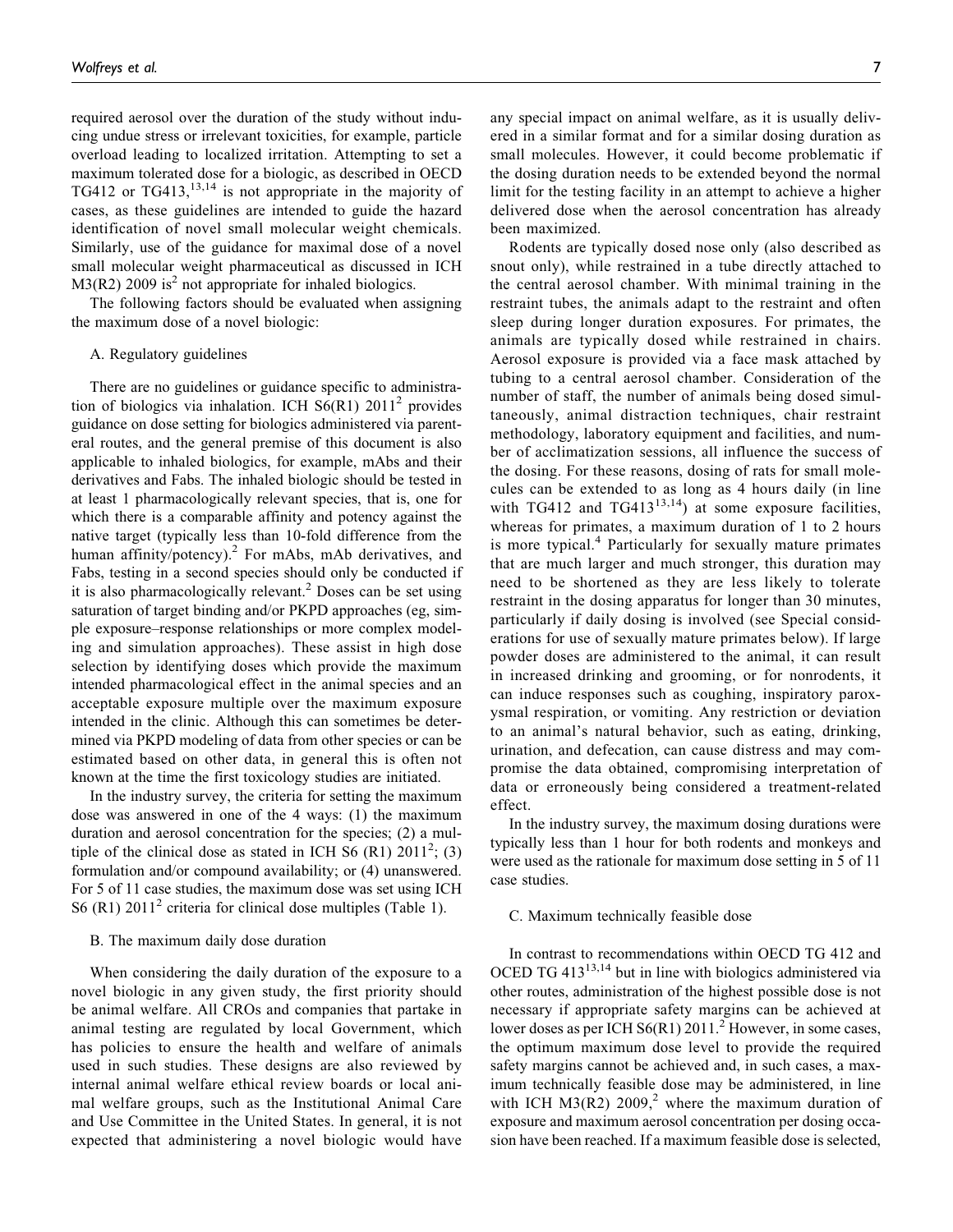required aerosol over the duration of the study without inducing undue stress or irrelevant toxicities, for example, particle overload leading to localized irritation. Attempting to set a maximum tolerated dose for a biologic, as described in OECD TG412 or TG413,[13,14] is not appropriate in the majority of cases, as these guidelines are intended to guide the hazard identification of novel small molecular weight chemicals. Similarly, use of the guidance for maximal dose of a novel small molecular weight pharmaceutical as discussed in ICH M3(R2) 2009 is[2] not appropriate for inhaled biologics.

The following factors should be evaluated when assigning the maximum dose of a novel biologic:

A. Regulatory guidelines

There are no guidelines or guidance specific to administration of biologics via inhalation. ICH S6(R1) 2011[2] provides guidance on dose setting for biologics administered via parenteral routes, and the general premise of this document is also applicable to inhaled biologics, for example, mAbs and their derivatives and Fabs. The inhaled biologic should be tested in at least 1 pharmacologically relevant species, that is, one for which there is a comparable affinity and potency against the native target (typically less than 10-fold difference from the human affinity/potency).[2] For mAbs, mAb derivatives, and Fabs, testing in a second species should only be conducted if it is also pharmacologically relevant.[2] Doses can be set using saturation of target binding and/or PKPD approaches (eg, simple exposure–response relationships or more complex modeling and simulation approaches). These assist in high dose selection by identifying doses which provide the maximum intended pharmacological effect in the animal species and an acceptable exposure multiple over the maximum exposure intended in the clinic. Although this can sometimes be determined via PKPD modeling of data from other species or can be estimated based on other data, in general this is often not known at the time the first toxicology studies are initiated.

In the industry survey, the criteria for setting the maximum dose was answered in one of the 4 ways: (1) the maximum duration and aerosol concentration for the species; (2) a multiple of the clinical dose as stated in ICH S6 (R1) 2011[2]; (3) formulation and/or compound availability; or (4) unanswered. For 5 of 11 case studies, the maximum dose was set using ICH S6 (R1) 2011[2] criteria for clinical dose multiples (Table 1).

B. The maximum daily dose duration

When considering the daily duration of the exposure to a novel biologic in any given study, the first priority should be animal welfare. All CROs and companies that partake in animal testing are regulated by local Government, which has policies to ensure the health and welfare of animals used in such studies. These designs are also reviewed by internal animal welfare ethical review boards or local animal welfare groups, such as the Institutional Animal Care and Use Committee in the United States. In general, it is not expected that administering a novel biologic would have any special impact on animal welfare, as it is usually delivered in a similar format and for a similar dosing duration as small molecules. However, it could become problematic if the dosing duration needs to be extended beyond the normal limit for the testing facility in an attempt to achieve a higher delivered dose when the aerosol concentration has already been maximized.

Rodents are typically dosed nose only (also described as snout only), while restrained in a tube directly attached to the central aerosol chamber. With minimal training in the restraint tubes, the animals adapt to the restraint and often sleep during longer duration exposures. For primates, the animals are typically dosed while restrained in chairs. Aerosol exposure is provided via a face mask attached by tubing to a central aerosol chamber. Consideration of the number of staff, the number of animals being dosed simultaneously, animal distraction techniques, chair restraint methodology, laboratory equipment and facilities, and number of acclimatization sessions, all influence the success of the dosing. For these reasons, dosing of rats for small molecules can be extended to as long as 4 hours daily (in line with TG412 and TG413[13,14]) at some exposure facilities, whereas for primates, a maximum duration of 1 to 2 hours is more typical.[4] Particularly for sexually mature primates that are much larger and much stronger, this duration may need to be shortened as they are less likely to tolerate restraint in the dosing apparatus for longer than 30 minutes, particularly if daily dosing is involved (see Special considerations for use of sexually mature primates below). If large powder doses are administered to the animal, it can result in increased drinking and grooming, or for nonrodents, it can induce responses such as coughing, inspiratory paroxysmal respiration, or vomiting. Any restriction or deviation to an animal's natural behavior, such as eating, drinking, urination, and defecation, can cause distress and may compromise the data obtained, compromising interpretation of data or erroneously being considered a treatment-related effect.

In the industry survey, the maximum dosing durations were typically less than 1 hour for both rodents and monkeys and were used as the rationale for maximum dose setting in 5 of 11 case studies.

C. Maximum technically feasible dose

In contrast to recommendations within OECD TG 412 and OCED TG 413[13,14] but in line with biologics administered via other routes, administration of the highest possible dose is not necessary if appropriate safety margins can be achieved at lower doses as per ICH S6(R1) 2011.[2] However, in some cases, the optimum maximum dose level to provide the required safety margins cannot be achieved and, in such cases, a maximum technically feasible dose may be administered, in line with ICH M3(R2) 2009,[2] where the maximum duration of exposure and maximum aerosol concentration per dosing occasion have been reached. If a maximum feasible dose is selected,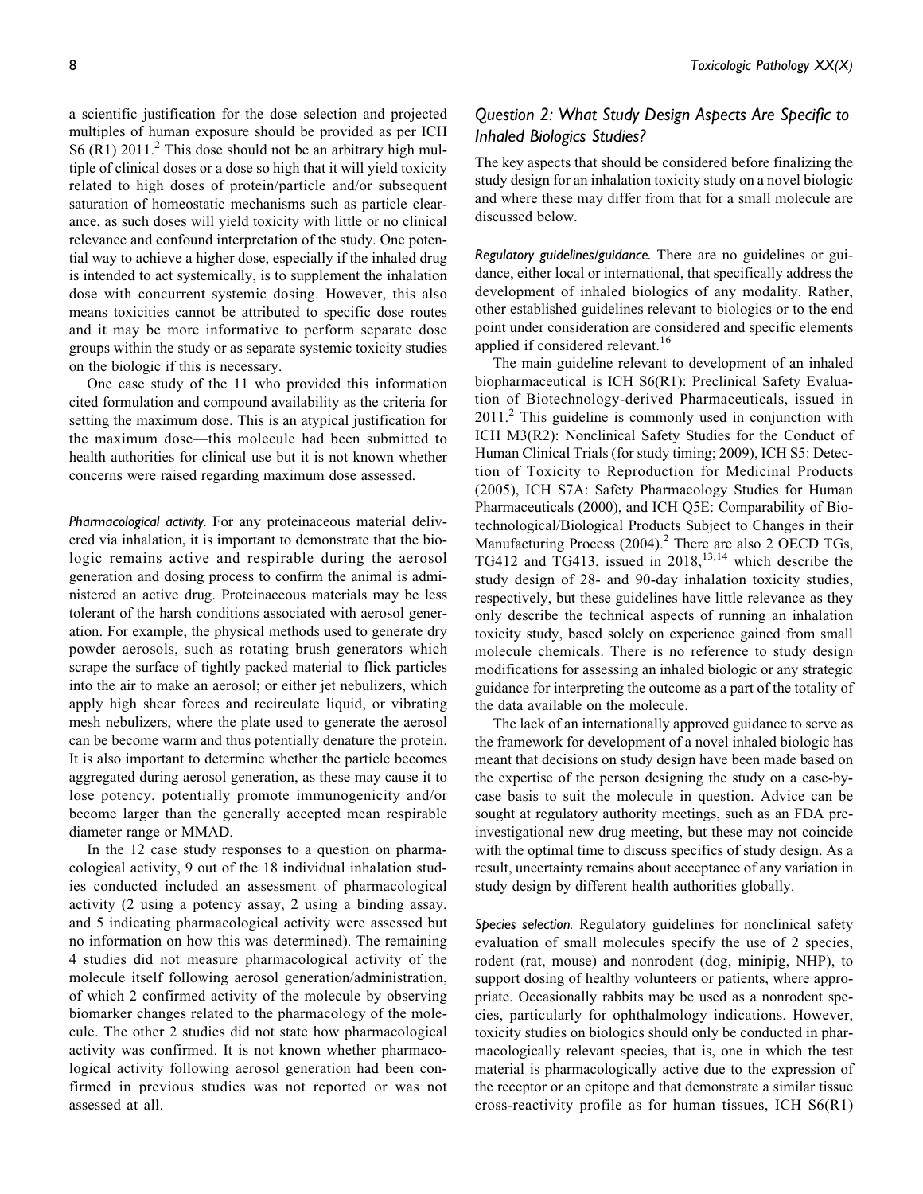a scientific justification for the dose selection and projected multiples of human exposure should be provided as per ICH S6 (R1) 2011.[2] This dose should not be an arbitrary high multiple of clinical doses or a dose so high that it will yield toxicity related to high doses of protein/particle and/or subsequent saturation of homeostatic mechanisms such as particle clearance, as such doses will yield toxicity with little or no clinical relevance and confound interpretation of the study. One potential way to achieve a higher dose, especially if the inhaled drug is intended to act systemically, is to supplement the inhalation dose with concurrent systemic dosing. However, this also means toxicities cannot be attributed to specific dose routes and it may be more informative to perform separate dose groups within the study or as separate systemic toxicity studies on the biologic if this is necessary.

One case study of the 11 who provided this information cited formulation and compound availability as the criteria for setting the maximum dose. This is an atypical justification for the maximum dose—this molecule had been submitted to health authorities for clinical use but it is not known whether concerns were raised regarding maximum dose assessed.

*Pharmacological activity.* For any proteinaceous material delivered via inhalation, it is important to demonstrate that the biologic remains active and respirable during the aerosol generation and dosing process to confirm the animal is administered an active drug. Proteinaceous materials may be less tolerant of the harsh conditions associated with aerosol generation. For example, the physical methods used to generate dry powder aerosols, such as rotating brush generators which scrape the surface of tightly packed material to flick particles into the air to make an aerosol; or either jet nebulizers, which apply high shear forces and recirculate liquid, or vibrating mesh nebulizers, where the plate used to generate the aerosol can be become warm and thus potentially denature the protein. It is also important to determine whether the particle becomes aggregated during aerosol generation, as these may cause it to lose potency, potentially promote immunogenicity and/or become larger than the generally accepted mean respirable diameter range or MMAD.

In the 12 case study responses to a question on pharmacological activity, 9 out of the 18 individual inhalation studies conducted included an assessment of pharmacological activity (2 using a potency assay, 2 using a binding assay, and 5 indicating pharmacological activity were assessed but no information on how this was determined). The remaining 4 studies did not measure pharmacological activity of the molecule itself following aerosol generation/administration, of which 2 confirmed activity of the molecule by observing biomarker changes related to the pharmacology of the molecule. The other 2 studies did not state how pharmacological activity was confirmed. It is not known whether pharmacological activity following aerosol generation had been confirmed in previous studies was not reported or was not assessed at all.

## Question 2: What Study Design Aspects Are Specific to Inhaled Biologics Studies?

The key aspects that should be considered before finalizing the study design for an inhalation toxicity study on a novel biologic and where these may differ from that for a small molecule are discussed below.

*Regulatory guidelines/guidance.* There are no guidelines or guidance, either local or international, that specifically address the development of inhaled biologics of any modality. Rather, other established guidelines relevant to biologics or to the end point under consideration are considered and specific elements applied if considered relevant.[16]

The main guideline relevant to development of an inhaled biopharmaceutical is ICH S6(R1): Preclinical Safety Evaluation of Biotechnology-derived Pharmaceuticals, issued in 2011.[2] This guideline is commonly used in conjunction with ICH M3(R2): Nonclinical Safety Studies for the Conduct of Human Clinical Trials (for study timing; 2009), ICH S5: Detection of Toxicity to Reproduction for Medicinal Products (2005), ICH S7A: Safety Pharmacology Studies for Human Pharmaceuticals (2000), and ICH Q5E: Comparability of Biotechnological/Biological Products Subject to Changes in their Manufacturing Process (2004).[2] There are also 2 OECD TGs, TG412 and TG413, issued in 2018,[13,14] which describe the study design of 28- and 90-day inhalation toxicity studies, respectively, but these guidelines have little relevance as they only describe the technical aspects of running an inhalation toxicity study, based solely on experience gained from small molecule chemicals. There is no reference to study design modifications for assessing an inhaled biologic or any strategic guidance for interpreting the outcome as a part of the totality of the data available on the molecule.

The lack of an internationally approved guidance to serve as the framework for development of a novel inhaled biologic has meant that decisions on study design have been made based on the expertise of the person designing the study on a case-by-case basis to suit the molecule in question. Advice can be sought at regulatory authority meetings, such as an FDA pre-investigational new drug meeting, but these may not coincide with the optimal time to discuss specifics of study design. As a result, uncertainty remains about acceptance of any variation in study design by different health authorities globally.

*Species selection.* Regulatory guidelines for nonclinical safety evaluation of small molecules specify the use of 2 species, rodent (rat, mouse) and nonrodent (dog, minipig, NHP), to support dosing of healthy volunteers or patients, where appropriate. Occasionally rabbits may be used as a nonrodent species, particularly for ophthalmology indications. However, toxicity studies on biologics should only be conducted in pharmacologically relevant species, that is, one in which the test material is pharmacologically active due to the expression of the receptor or an epitope and that demonstrate a similar tissue cross-reactivity profile as for human tissues, ICH S6(R1)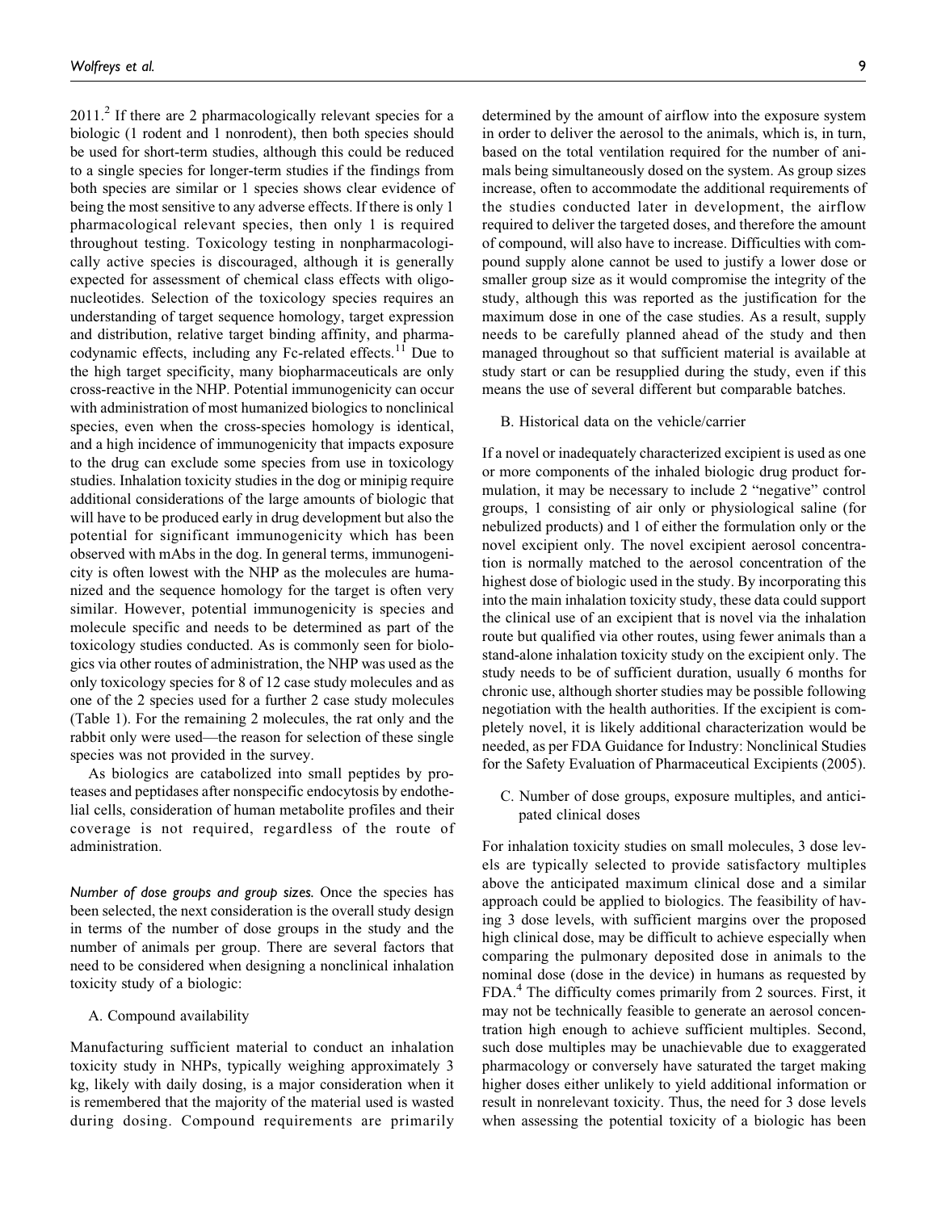2011.[2] If there are 2 pharmacologically relevant species for a biologic (1 rodent and 1 nonrodent), then both species should be used for short-term studies, although this could be reduced to a single species for longer-term studies if the findings from both species are similar or 1 species shows clear evidence of being the most sensitive to any adverse effects. If there is only 1 pharmacological relevant species, then only 1 is required throughout testing. Toxicology testing in nonpharmacologically active species is discouraged, although it is generally expected for assessment of chemical class effects with oligonucleotides. Selection of the toxicology species requires an understanding of target sequence homology, target expression and distribution, relative target binding affinity, and pharmacodynamic effects, including any Fc-related effects.[11] Due to the high target specificity, many biopharmaceuticals are only cross-reactive in the NHP. Potential immunogenicity can occur with administration of most humanized biologics to nonclinical species, even when the cross-species homology is identical, and a high incidence of immunogenicity that impacts exposure to the drug can exclude some species from use in toxicology studies. Inhalation toxicity studies in the dog or minipig require additional considerations of the large amounts of biologic that will have to be produced early in drug development but also the potential for significant immunogenicity which has been observed with mAbs in the dog. In general terms, immunogenicity is often lowest with the NHP as the molecules are humanized and the sequence homology for the target is often very similar. However, potential immunogenicity is species and molecule specific and needs to be determined as part of the toxicology studies conducted. As is commonly seen for biologics via other routes of administration, the NHP was used as the only toxicology species for 8 of 12 case study molecules and as one of the 2 species used for a further 2 case study molecules (Table 1). For the remaining 2 molecules, the rat only and the rabbit only were used—the reason for selection of these single species was not provided in the survey.

As biologics are catabolized into small peptides by proteases and peptidases after nonspecific endocytosis by endothelial cells, consideration of human metabolite profiles and their coverage is not required, regardless of the route of administration.

*Number of dose groups and group sizes.* Once the species has been selected, the next consideration is the overall study design in terms of the number of dose groups in the study and the number of animals per group. There are several factors that need to be considered when designing a nonclinical inhalation toxicity study of a biologic:

A. Compound availability

Manufacturing sufficient material to conduct an inhalation toxicity study in NHPs, typically weighing approximately 3 kg, likely with daily dosing, is a major consideration when it is remembered that the majority of the material used is wasted during dosing. Compound requirements are primarily determined by the amount of airflow into the exposure system in order to deliver the aerosol to the animals, which is, in turn, based on the total ventilation required for the number of animals being simultaneously dosed on the system. As group sizes increase, often to accommodate the additional requirements of the studies conducted later in development, the airflow required to deliver the targeted doses, and therefore the amount of compound, will also have to increase. Difficulties with compound supply alone cannot be used to justify a lower dose or smaller group size as it would compromise the integrity of the study, although this was reported as the justification for the maximum dose in one of the case studies. As a result, supply needs to be carefully planned ahead of the study and then managed throughout so that sufficient material is available at study start or can be resupplied during the study, even if this means the use of several different but comparable batches.

B. Historical data on the vehicle/carrier

If a novel or inadequately characterized excipient is used as one or more components of the inhaled biologic drug product formulation, it may be necessary to include 2 "negative" control groups, 1 consisting of air only or physiological saline (for nebulized products) and 1 of either the formulation only or the novel excipient only. The novel excipient aerosol concentration is normally matched to the aerosol concentration of the highest dose of biologic used in the study. By incorporating this into the main inhalation toxicity study, these data could support the clinical use of an excipient that is novel via the inhalation route but qualified via other routes, using fewer animals than a stand-alone inhalation toxicity study on the excipient only. The study needs to be of sufficient duration, usually 6 months for chronic use, although shorter studies may be possible following negotiation with the health authorities. If the excipient is completely novel, it is likely additional characterization would be needed, as per FDA Guidance for Industry: Nonclinical Studies for the Safety Evaluation of Pharmaceutical Excipients (2005).

C. Number of dose groups, exposure multiples, and anticipated clinical doses

For inhalation toxicity studies on small molecules, 3 dose levels are typically selected to provide satisfactory multiples above the anticipated maximum clinical dose and a similar approach could be applied to biologics. The feasibility of having 3 dose levels, with sufficient margins over the proposed high clinical dose, may be difficult to achieve especially when comparing the pulmonary deposited dose in animals to the nominal dose (dose in the device) in humans as requested by FDA.[4] The difficulty comes primarily from 2 sources. First, it may not be technically feasible to generate an aerosol concentration high enough to achieve sufficient multiples. Second, such dose multiples may be unachievable due to exaggerated pharmacology or conversely have saturated the target making higher doses either unlikely to yield additional information or result in nonrelevant toxicity. Thus, the need for 3 dose levels when assessing the potential toxicity of a biologic has been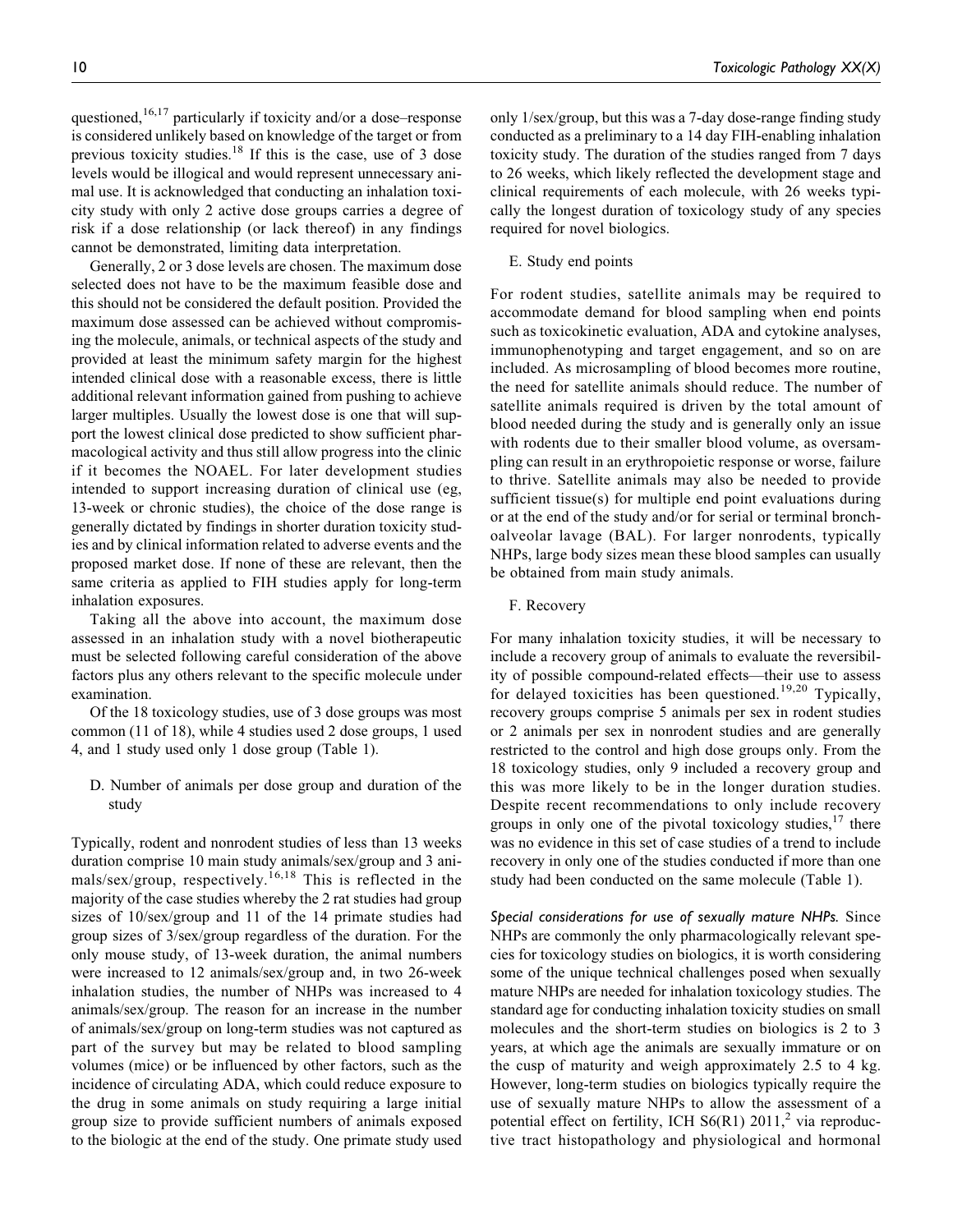questioned,[16,17] particularly if toxicity and/or a dose–response is considered unlikely based on knowledge of the target or from previous toxicity studies.[18] If this is the case, use of 3 dose levels would be illogical and would represent unnecessary animal use. It is acknowledged that conducting an inhalation toxicity study with only 2 active dose groups carries a degree of risk if a dose relationship (or lack thereof) in any findings cannot be demonstrated, limiting data interpretation.

Generally, 2 or 3 dose levels are chosen. The maximum dose selected does not have to be the maximum feasible dose and this should not be considered the default position. Provided the maximum dose assessed can be achieved without compromising the molecule, animals, or technical aspects of the study and provided at least the minimum safety margin for the highest intended clinical dose with a reasonable excess, there is little additional relevant information gained from pushing to achieve larger multiples. Usually the lowest dose is one that will support the lowest clinical dose predicted to show sufficient pharmacological activity and thus still allow progress into the clinic if it becomes the NOAEL. For later development studies intended to support increasing duration of clinical use (eg, 13-week or chronic studies), the choice of the dose range is generally dictated by findings in shorter duration toxicity studies and by clinical information related to adverse events and the proposed market dose. If none of these are relevant, then the same criteria as applied to FIH studies apply for long-term inhalation exposures.

Taking all the above into account, the maximum dose assessed in an inhalation study with a novel biotherapeutic must be selected following careful consideration of the above factors plus any others relevant to the specific molecule under examination.

Of the 18 toxicology studies, use of 3 dose groups was most common (11 of 18), while 4 studies used 2 dose groups, 1 used 4, and 1 study used only 1 dose group (Table 1).

D. Number of animals per dose group and duration of the study

Typically, rodent and nonrodent studies of less than 13 weeks duration comprise 10 main study animals/sex/group and 3 animals/sex/group, respectively.[16,18] This is reflected in the majority of the case studies whereby the 2 rat studies had group sizes of 10/sex/group and 11 of the 14 primate studies had group sizes of 3/sex/group regardless of the duration. For the only mouse study, of 13-week duration, the animal numbers were increased to 12 animals/sex/group and, in two 26-week inhalation studies, the number of NHPs was increased to 4 animals/sex/group. The reason for an increase in the number of animals/sex/group on long-term studies was not captured as part of the survey but may be related to blood sampling volumes (mice) or be influenced by other factors, such as the incidence of circulating ADA, which could reduce exposure to the drug in some animals on study requiring a large initial group size to provide sufficient numbers of animals exposed to the biologic at the end of the study. One primate study used only 1/sex/group, but this was a 7-day dose-range finding study conducted as a preliminary to a 14 day FIH-enabling inhalation toxicity study. The duration of the studies ranged from 7 days to 26 weeks, which likely reflected the development stage and clinical requirements of each molecule, with 26 weeks typically the longest duration of toxicology study of any species required for novel biologics.

E. Study end points

For rodent studies, satellite animals may be required to accommodate demand for blood sampling when end points such as toxicokinetic evaluation, ADA and cytokine analyses, immunophenotyping and target engagement, and so on are included. As microsampling of blood becomes more routine, the need for satellite animals should reduce. The number of satellite animals required is driven by the total amount of blood needed during the study and is generally only an issue with rodents due to their smaller blood volume, as oversampling can result in an erythropoietic response or worse, failure to thrive. Satellite animals may also be needed to provide sufficient tissue(s) for multiple end point evaluations during or at the end of the study and/or for serial or terminal bronchoalveolar lavage (BAL). For larger nonrodents, typically NHPs, large body sizes mean these blood samples can usually be obtained from main study animals.

F. Recovery

For many inhalation toxicity studies, it will be necessary to include a recovery group of animals to evaluate the reversibility of possible compound-related effects—their use to assess for delayed toxicities has been questioned.[19,20] Typically, recovery groups comprise 5 animals per sex in rodent studies or 2 animals per sex in nonrodent studies and are generally restricted to the control and high dose groups only. From the 18 toxicology studies, only 9 included a recovery group and this was more likely to be in the longer duration studies. Despite recent recommendations to only include recovery groups in only one of the pivotal toxicology studies,[17] there was no evidence in this set of case studies of a trend to include recovery in only one of the studies conducted if more than one study had been conducted on the same molecule (Table 1).

*Special considerations for use of sexually mature NHPs.* Since NHPs are commonly the only pharmacologically relevant species for toxicology studies on biologics, it is worth considering some of the unique technical challenges posed when sexually mature NHPs are needed for inhalation toxicology studies. The standard age for conducting inhalation toxicity studies on small molecules and the short-term studies on biologics is 2 to 3 years, at which age the animals are sexually immature or on the cusp of maturity and weigh approximately 2.5 to 4 kg. However, long-term studies on biologics typically require the use of sexually mature NHPs to allow the assessment of a potential effect on fertility, ICH S6(R1) 2011,[2] via reproductive tract histopathology and physiological and hormonal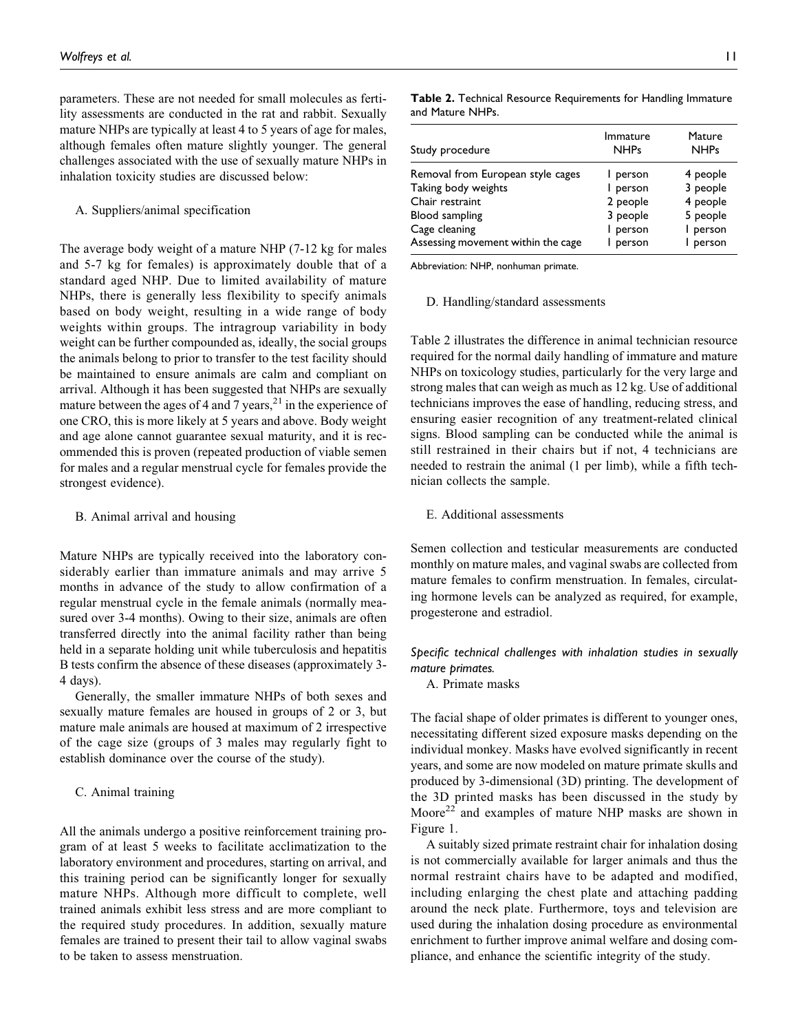parameters. These are not needed for small molecules as fertility assessments are conducted in the rat and rabbit. Sexually mature NHPs are typically at least 4 to 5 years of age for males, although females often mature slightly younger. The general challenges associated with the use of sexually mature NHPs in inhalation toxicity studies are discussed below:

A. Suppliers/animal specification

The average body weight of a mature NHP (7-12 kg for males and 5-7 kg for females) is approximately double that of a standard aged NHP. Due to limited availability of mature NHPs, there is generally less flexibility to specify animals based on body weight, resulting in a wide range of body weights within groups. The intragroup variability in body weight can be further compounded as, ideally, the social groups the animals belong to prior to transfer to the test facility should be maintained to ensure animals are calm and compliant on arrival. Although it has been suggested that NHPs are sexually mature between the ages of 4 and 7 years,[21] in the experience of one CRO, this is more likely at 5 years and above. Body weight and age alone cannot guarantee sexual maturity, and it is recommended this is proven (repeated production of viable semen for males and a regular menstrual cycle for females provide the strongest evidence).

B. Animal arrival and housing

Mature NHPs are typically received into the laboratory considerably earlier than immature animals and may arrive 5 months in advance of the study to allow confirmation of a regular menstrual cycle in the female animals (normally measured over 3-4 months). Owing to their size, animals are often transferred directly into the animal facility rather than being held in a separate holding unit while tuberculosis and hepatitis B tests confirm the absence of these diseases (approximately 3-4 days).

Generally, the smaller immature NHPs of both sexes and sexually mature females are housed in groups of 2 or 3, but mature male animals are housed at maximum of 2 irrespective of the cage size (groups of 3 males may regularly fight to establish dominance over the course of the study).

C. Animal training

All the animals undergo a positive reinforcement training program of at least 5 weeks to facilitate acclimatization to the laboratory environment and procedures, starting on arrival, and this training period can be significantly longer for sexually mature NHPs. Although more difficult to complete, well trained animals exhibit less stress and are more compliant to the required study procedures. In addition, sexually mature females are trained to present their tail to allow vaginal swabs to be taken to assess menstruation.

**Table 2.** Technical Resource Requirements for Handling Immature and Mature NHPs.

| Study procedure | Immature NHPs | Mature NHPs |
| --- | --- | --- |
| Removal from European style cages | 1 person | 4 people |
| Taking body weights | 1 person | 3 people |
| Chair restraint | 2 people | 4 people |
| Blood sampling | 3 people | 5 people |
| Cage cleaning | 1 person | 1 person |
| Assessing movement within the cage | 1 person | 1 person |

Abbreviation: NHP, nonhuman primate.

D. Handling/standard assessments

Table 2 illustrates the difference in animal technician resource required for the normal daily handling of immature and mature NHPs on toxicology studies, particularly for the very large and strong males that can weigh as much as 12 kg. Use of additional technicians improves the ease of handling, reducing stress, and ensuring easier recognition of any treatment-related clinical signs. Blood sampling can be conducted while the animal is still restrained in their chairs but if not, 4 technicians are needed to restrain the animal (1 per limb), while a fifth technician collects the sample.

E. Additional assessments

Semen collection and testicular measurements are conducted monthly on mature males, and vaginal swabs are collected from mature females to confirm menstruation. In females, circulating hormone levels can be analyzed as required, for example, progesterone and estradiol.

*Specific technical challenges with inhalation studies in sexually mature primates.*

A. Primate masks

The facial shape of older primates is different to younger ones, necessitating different sized exposure masks depending on the individual monkey. Masks have evolved significantly in recent years, and some are now modeled on mature primate skulls and produced by 3-dimensional (3D) printing. The development of the 3D printed masks has been discussed in the study by Moore[22] and examples of mature NHP masks are shown in Figure 1.

A suitably sized primate restraint chair for inhalation dosing is not commercially available for larger animals and thus the normal restraint chairs have to be adapted and modified, including enlarging the chest plate and attaching padding around the neck plate. Furthermore, toys and television are used during the inhalation dosing procedure as environmental enrichment to further improve animal welfare and dosing compliance, and enhance the scientific integrity of the study.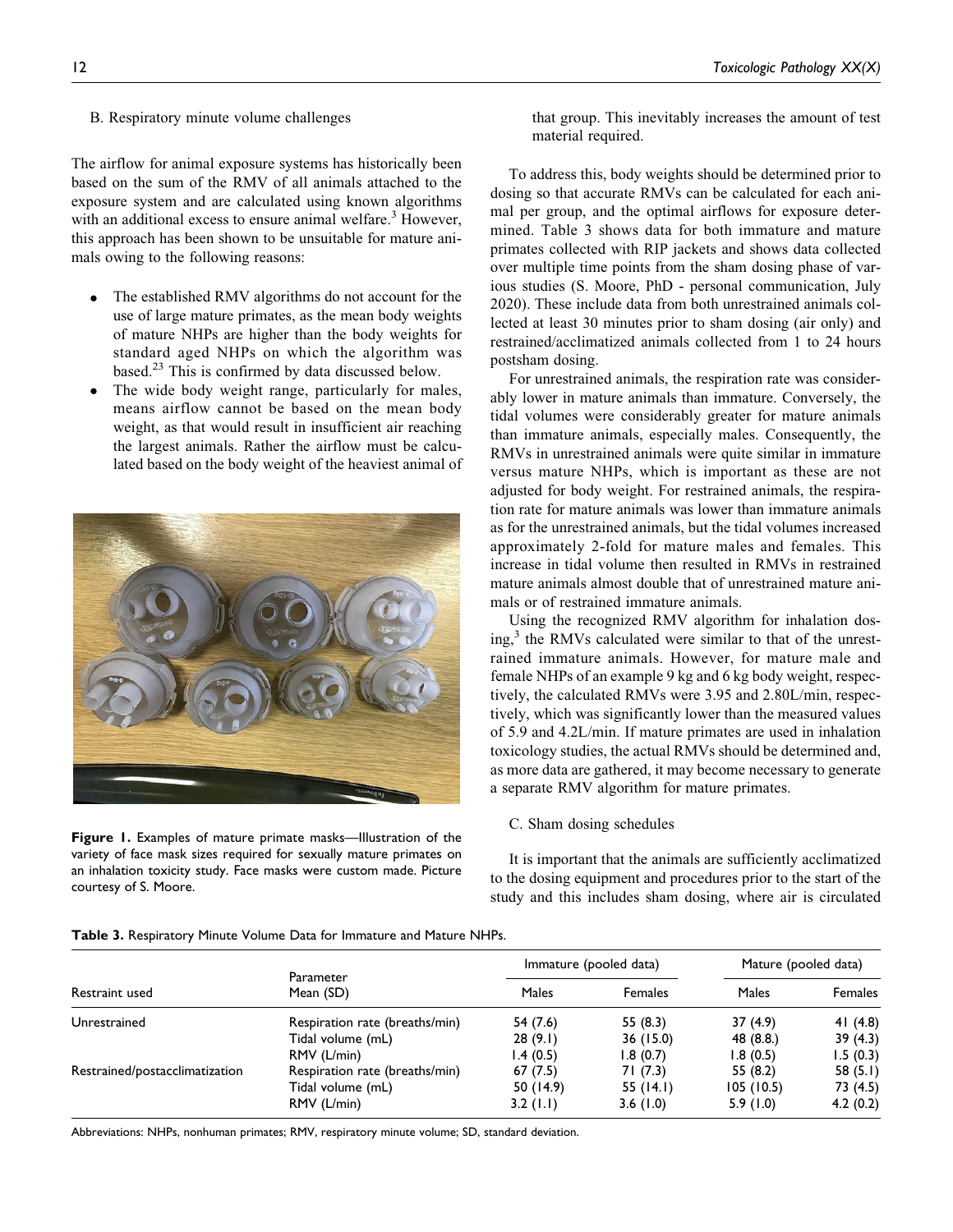B. Respiratory minute volume challenges

The airflow for animal exposure systems has historically been based on the sum of the RMV of all animals attached to the exposure system and are calculated using known algorithms with an additional excess to ensure animal welfare.[3] However, this approach has been shown to be unsuitable for mature animals owing to the following reasons:

- The established RMV algorithms do not account for the use of large mature primates, as the mean body weights of mature NHPs are higher than the body weights for standard aged NHPs on which the algorithm was based.[23] This is confirmed by data discussed below.
- The wide body weight range, particularly for males, means airflow cannot be based on the mean body weight, as that would result in insufficient air reaching the largest animals. Rather the airflow must be calculated based on the body weight of the heaviest animal of that group. This inevitably increases the amount of test material required.

**Figure 1.** Examples of mature primate masks—Illustration of the variety of face mask sizes required for sexually mature primates on an inhalation toxicity study. Face masks were custom made. Picture courtesy of S. Moore.

To address this, body weights should be determined prior to dosing so that accurate RMVs can be calculated for each animal per group, and the optimal airflows for exposure determined. Table 3 shows data for both immature and mature primates collected with RIP jackets and shows data collected over multiple time points from the sham dosing phase of various studies (S. Moore, PhD - personal communication, July 2020). These include data from both unrestrained animals collected at least 30 minutes prior to sham dosing (air only) and restrained/acclimatized animals collected from 1 to 24 hours postsham dosing.

For unrestrained animals, the respiration rate was considerably lower in mature animals than immature. Conversely, the tidal volumes were considerably greater for mature animals than immature animals, especially males. Consequently, the RMVs in unrestrained animals were quite similar in immature versus mature NHPs, which is important as these are not adjusted for body weight. For restrained animals, the respiration rate for mature animals was lower than immature animals as for the unrestrained animals, but the tidal volumes increased approximately 2-fold for mature males and females. This increase in tidal volume then resulted in RMVs in restrained mature animals almost double that of unrestrained mature animals or of restrained immature animals.

Using the recognized RMV algorithm for inhalation dosing,[3] the RMVs calculated were similar to that of the unrestrained immature animals. However, for mature male and female NHPs of an example 9 kg and 6 kg body weight, respectively, the calculated RMVs were 3.95 and 2.80L/min, respectively, which was significantly lower than the measured values of 5.9 and 4.2L/min. If mature primates are used in inhalation toxicology studies, the actual RMVs should be determined and, as more data are gathered, it may become necessary to generate a separate RMV algorithm for mature primates.

C. Sham dosing schedules

It is important that the animals are sufficiently acclimatized to the dosing equipment and procedures prior to the start of the study and this includes sham dosing, where air is circulated

**Table 3.** Respiratory Minute Volume Data for Immature and Mature NHPs.

| Restraint used | Parameter Mean (SD) | Immature (pooled data) | | Mature (pooled data) | |
|---|---|---|---|---|---|
| | | Males | Females | Males | Females |
| Unrestrained | Respiration rate (breaths/min) | 54 (7.6) | 55 (8.3) | 37 (4.9) | 41 (4.8) |
| | Tidal volume (mL) | 28 (9.1) | 36 (15.0) | 48 (8.8) | 39 (4.3) |
| | RMV (L/min) | 1.4 (0.5) | 1.8 (0.7) | 1.8 (0.5) | 1.5 (0.3) |
| Restrained/postacclimatization | Respiration rate (breaths/min) | 67 (7.5) | 71 (7.3) | 55 (8.2) | 58 (5.1) |
| | Tidal volume (mL) | 50 (14.9) | 55 (14.1) | 105 (10.5) | 73 (4.5) |
| | RMV (L/min) | 3.2 (1.1) | 3.6 (1.0) | 5.9 (1.0) | 4.2 (0.2) |

Abbreviations: NHPs, nonhuman primates; RMV, respiratory minute volume; SD, standard deviation.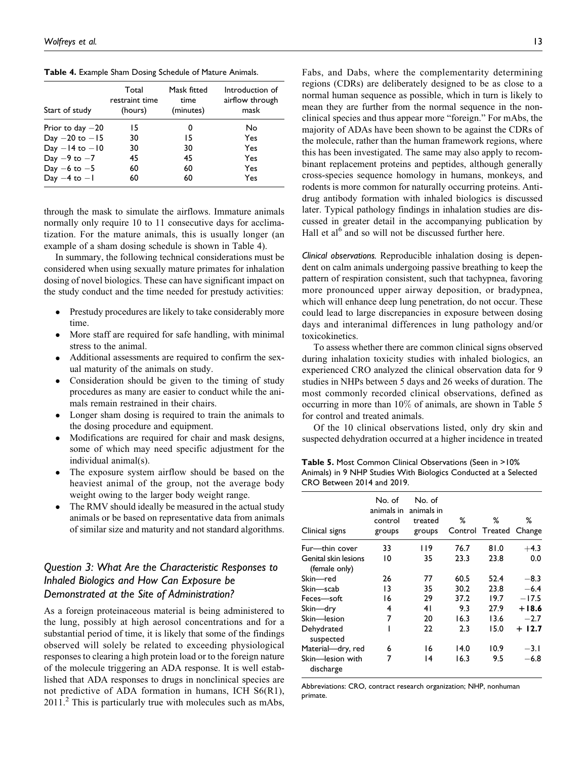**Table 4.** Example Sham Dosing Schedule of Mature Animals.

| Start of study | Total restraint time (hours) | Mask fitted time (minutes) | Introduction of airflow through mask |
|---|---|---|---|
| Prior to day −20 | 15 | 0 | No |
| Day −20 to −15 | 30 | 15 | Yes |
| Day −14 to −10 | 30 | 30 | Yes |
| Day −9 to −7 | 45 | 45 | Yes |
| Day −6 to −5 | 60 | 60 | Yes |
| Day −4 to −1 | 60 | 60 | Yes |

through the mask to simulate the airflows. Immature animals normally only require 10 to 11 consecutive days for acclimatization. For the mature animals, this is usually longer (an example of a sham dosing schedule is shown in Table 4).

In summary, the following technical considerations must be considered when using sexually mature primates for inhalation dosing of novel biologics. These can have significant impact on the study conduct and the time needed for prestudy activities:

- Prestudy procedures are likely to take considerably more time.
- More staff are required for safe handling, with minimal stress to the animal.
- Additional assessments are required to confirm the sexual maturity of the animals on study.
- Consideration should be given to the timing of study procedures as many are easier to conduct while the animals remain restrained in their chairs.
- Longer sham dosing is required to train the animals to the dosing procedure and equipment.
- Modifications are required for chair and mask designs, some of which may need specific adjustment for the individual animal(s).
- The exposure system airflow should be based on the heaviest animal of the group, not the average body weight owing to the larger body weight range.
- The RMV should ideally be measured in the actual study animals or be based on representative data from animals of similar size and maturity and not standard algorithms.

## Question 3: What Are the Characteristic Responses to Inhaled Biologics and How Can Exposure be Demonstrated at the Site of Administration?

As a foreign proteinaceous material is being administered to the lung, possibly at high aerosol concentrations and for a substantial period of time, it is likely that some of the findings observed will solely be related to exceeding physiological responses to clearing a high protein load or to the foreign nature of the molecule triggering an ADA response. It is well established that ADA responses to drugs in nonclinical species are not predictive of ADA formation in humans, ICH S6(R1), 2011.[2] This is particularly true with molecules such as mAbs, Fabs, and Dabs, where the complementarity determining regions (CDRs) are deliberately designed to be as close to a normal human sequence as possible, which in turn is likely to mean they are further from the normal sequence in the nonclinical species and thus appear more "foreign." For mAbs, the majority of ADAs have been shown to be against the CDRs of the molecule, rather than the human framework regions, where this has been investigated. The same may also apply to recombinant replacement proteins and peptides, although generally cross-species sequence homology in humans, monkeys, and rodents is more common for naturally occurring proteins. Antidrug antibody formation with inhaled biologics is discussed later. Typical pathology findings in inhalation studies are discussed in greater detail in the accompanying publication by Hall et al[6] and so will not be discussed further here.

*Clinical observations.* Reproducible inhalation dosing is dependent on calm animals undergoing passive breathing to keep the pattern of respiration consistent, such that tachypnea, favoring more pronounced upper airway deposition, or bradypnea, which will enhance deep lung penetration, do not occur. These could lead to large discrepancies in exposure between dosing days and interanimal differences in lung pathology and/or toxicokinetics.

To assess whether there are common clinical signs observed during inhalation toxicity studies with inhaled biologics, an experienced CRO analyzed the clinical observation data for 9 studies in NHPs between 5 days and 26 weeks of duration. The most commonly recorded clinical observations, defined as occurring in more than 10% of animals, are shown in Table 5 for control and treated animals.

Of the 10 clinical observations listed, only dry skin and suspected dehydration occurred at a higher incidence in treated

**Table 5.** Most Common Clinical Observations (Seen in >10% Animals) in 9 NHP Studies With Biologics Conducted at a Selected CRO Between 2014 and 2019.

| Clinical signs | No. of animals in control groups | No. of animals in treated groups | % Control | % Treated | % Change |
|---|---|---|---|---|---|
| Fur—thin cover | 33 | 119 | 76.7 | 81.0 | +4.3 |
| Genital skin lesions (female only) | 10 | 35 | 23.3 | 23.8 | 0.0 |
| Skin—red | 26 | 77 | 60.5 | 52.4 | −8.3 |
| Skin—scab | 13 | 35 | 30.2 | 23.8 | −6.4 |
| Feces—soft | 16 | 29 | 37.2 | 19.7 | −17.5 |
| Skin—dry | 4 | 41 | 9.3 | 27.9 | **+18.6** |
| Skin—lesion | 7 | 20 | 16.3 | 13.6 | −2.7 |
| Dehydrated suspected | 1 | 22 | 2.3 | 15.0 | **+ 12.7** |
| Material—dry, red | 6 | 16 | 14.0 | 10.9 | −3.1 |
| Skin—lesion with discharge | 7 | 14 | 16.3 | 9.5 | −6.8 |

Abbreviations: CRO, contract research organization; NHP, nonhuman primate.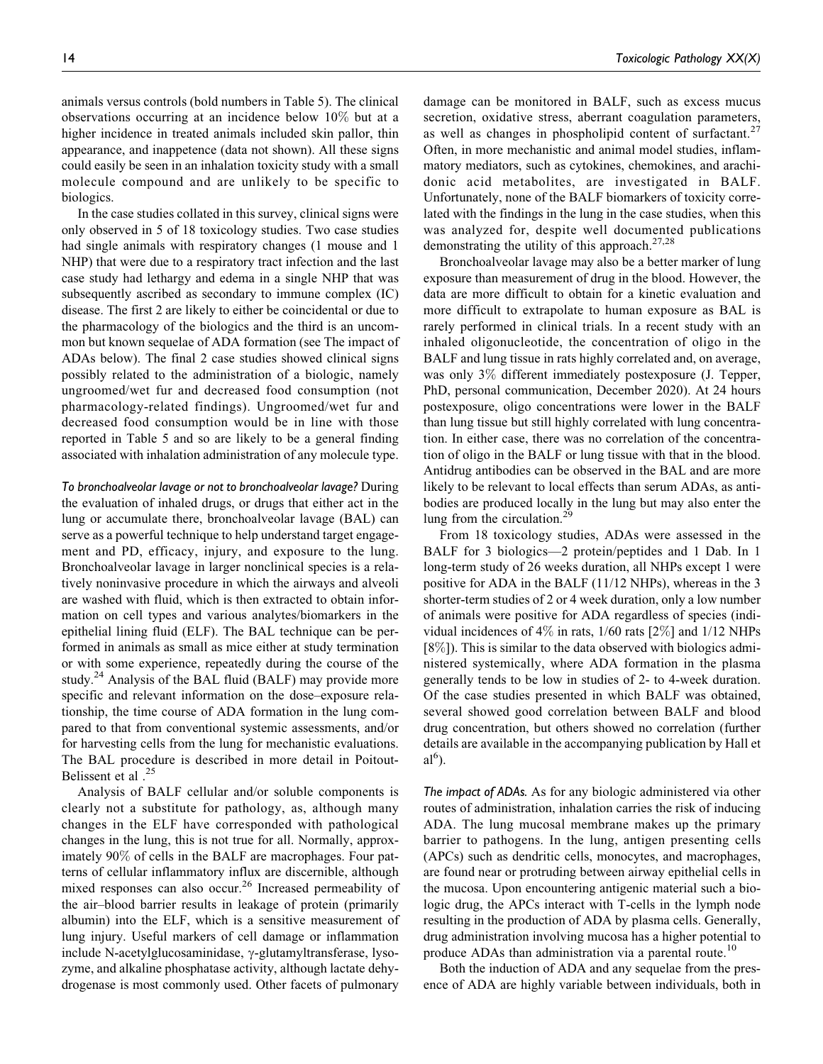animals versus controls (bold numbers in Table 5). The clinical observations occurring at an incidence below 10% but at a higher incidence in treated animals included skin pallor, thin appearance, and inappetence (data not shown). All these signs could easily be seen in an inhalation toxicity study with a small molecule compound and are unlikely to be specific to biologics.

In the case studies collated in this survey, clinical signs were only observed in 5 of 18 toxicology studies. Two case studies had single animals with respiratory changes (1 mouse and 1 NHP) that were due to a respiratory tract infection and the last case study had lethargy and edema in a single NHP that was subsequently ascribed as secondary to immune complex (IC) disease. The first 2 are likely to either be coincidental or due to the pharmacology of the biologics and the third is an uncommon but known sequelae of ADA formation (see The impact of ADAs below). The final 2 case studies showed clinical signs possibly related to the administration of a biologic, namely ungroomed/wet fur and decreased food consumption (not pharmacology-related findings). Ungroomed/wet fur and decreased food consumption would be in line with those reported in Table 5 and so are likely to be a general finding associated with inhalation administration of any molecule type.

*To bronchoalveolar lavage or not to bronchoalveolar lavage?* During the evaluation of inhaled drugs, or drugs that either act in the lung or accumulate there, bronchoalveolar lavage (BAL) can serve as a powerful technique to help understand target engagement and PD, efficacy, injury, and exposure to the lung. Bronchoalveolar lavage in larger nonclinical species is a relatively noninvasive procedure in which the airways and alveoli are washed with fluid, which is then extracted to obtain information on cell types and various analytes/biomarkers in the epithelial lining fluid (ELF). The BAL technique can be performed in animals as small as mice either at study termination or with some experience, repeatedly during the course of the study.[24] Analysis of the BAL fluid (BALF) may provide more specific and relevant information on the dose–exposure relationship, the time course of ADA formation in the lung compared to that from conventional systemic assessments, and/or for harvesting cells from the lung for mechanistic evaluations. The BAL procedure is described in more detail in Poitout-Belissent et al .[25]

Analysis of BALF cellular and/or soluble components is clearly not a substitute for pathology, as, although many changes in the ELF have corresponded with pathological changes in the lung, this is not true for all. Normally, approximately 90% of cells in the BALF are macrophages. Four patterns of cellular inflammatory influx are discernible, although mixed responses can also occur.[26] Increased permeability of the air–blood barrier results in leakage of protein (primarily albumin) into the ELF, which is a sensitive measurement of lung injury. Useful markers of cell damage or inflammation include N-acetylglucosaminidase, γ-glutamyltransferase, lysozyme, and alkaline phosphatase activity, although lactate dehydrogenase is most commonly used. Other facets of pulmonary damage can be monitored in BALF, such as excess mucus secretion, oxidative stress, aberrant coagulation parameters, as well as changes in phospholipid content of surfactant.[27] Often, in more mechanistic and animal model studies, inflammatory mediators, such as cytokines, chemokines, and arachidonic acid metabolites, are investigated in BALF. Unfortunately, none of the BALF biomarkers of toxicity correlated with the findings in the lung in the case studies, when this was analyzed for, despite well documented publications demonstrating the utility of this approach.[27,28]

Bronchoalveolar lavage may also be a better marker of lung exposure than measurement of drug in the blood. However, the data are more difficult to obtain for a kinetic evaluation and more difficult to extrapolate to human exposure as BAL is rarely performed in clinical trials. In a recent study with an inhaled oligonucleotide, the concentration of oligo in the BALF and lung tissue in rats highly correlated and, on average, was only 3% different immediately postexposure (J. Tepper, PhD, personal communication, December 2020). At 24 hours postexposure, oligo concentrations were lower in the BALF than lung tissue but still highly correlated with lung concentration. In either case, there was no correlation of the concentration of oligo in the BALF or lung tissue with that in the blood. Antidrug antibodies can be observed in the BAL and are more likely to be relevant to local effects than serum ADAs, as antibodies are produced locally in the lung but may also enter the lung from the circulation.[29]

From 18 toxicology studies, ADAs were assessed in the BALF for 3 biologics—2 protein/peptides and 1 Dab. In 1 long-term study of 26 weeks duration, all NHPs except 1 were positive for ADA in the BALF (11/12 NHPs), whereas in the 3 shorter-term studies of 2 or 4 week duration, only a low number of animals were positive for ADA regardless of species (individual incidences of 4% in rats, 1/60 rats [2%] and 1/12 NHPs [8%]). This is similar to the data observed with biologics administered systemically, where ADA formation in the plasma generally tends to be low in studies of 2- to 4-week duration. Of the case studies presented in which BALF was obtained, several showed good correlation between BALF and blood drug concentration, but others showed no correlation (further details are available in the accompanying publication by Hall et al[6]).

*The impact of ADAs.* As for any biologic administered via other routes of administration, inhalation carries the risk of inducing ADA. The lung mucosal membrane makes up the primary barrier to pathogens. In the lung, antigen presenting cells (APCs) such as dendritic cells, monocytes, and macrophages, are found near or protruding between airway epithelial cells in the mucosa. Upon encountering antigenic material such a biologic drug, the APCs interact with T-cells in the lymph node resulting in the production of ADA by plasma cells. Generally, drug administration involving mucosa has a higher potential to produce ADAs than administration via a parental route.[10]

Both the induction of ADA and any sequelae from the presence of ADA are highly variable between individuals, both in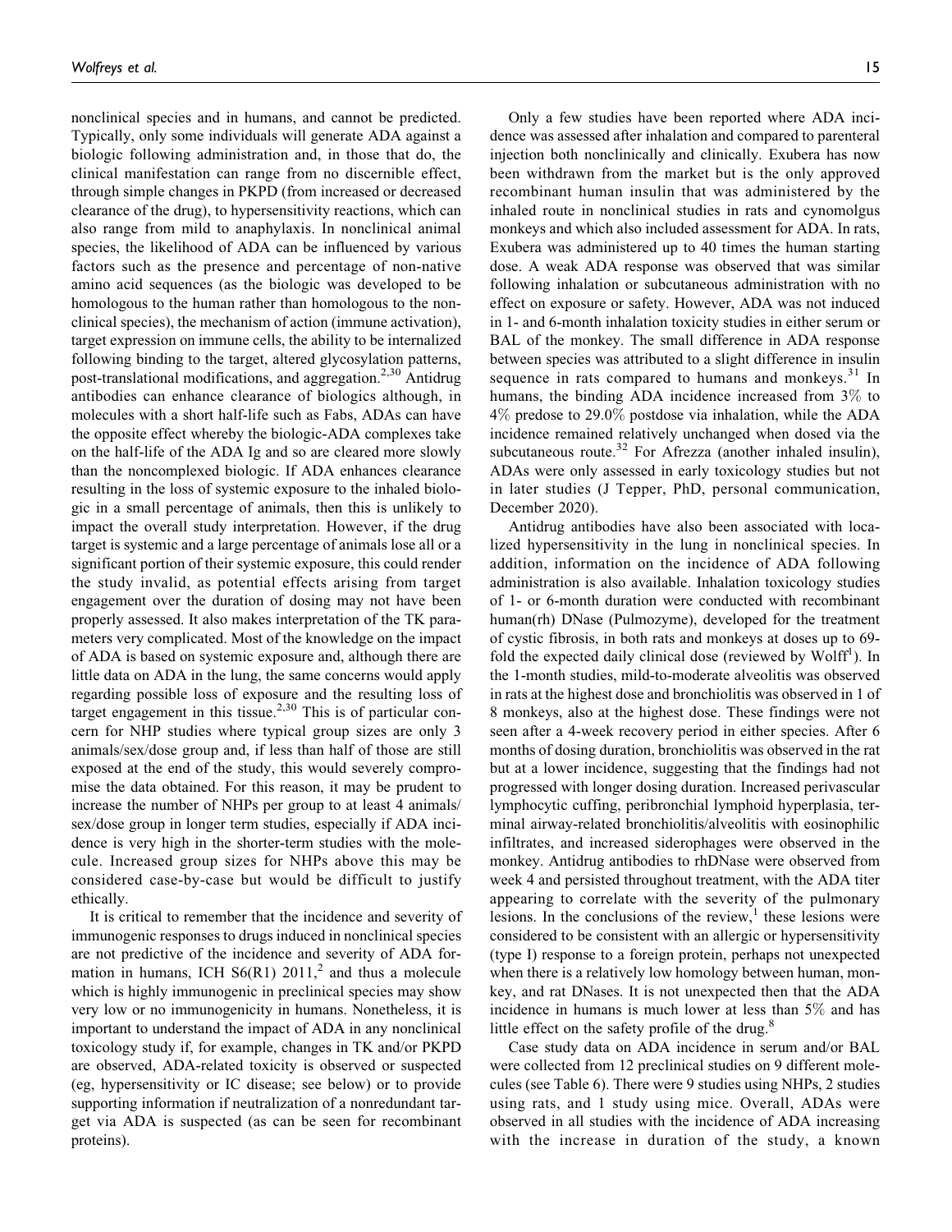nonclinical species and in humans, and cannot be predicted. Typically, only some individuals will generate ADA against a biologic following administration and, in those that do, the clinical manifestation can range from no discernible effect, through simple changes in PKPD (from increased or decreased clearance of the drug), to hypersensitivity reactions, which can also range from mild to anaphylaxis. In nonclinical animal species, the likelihood of ADA can be influenced by various factors such as the presence and percentage of non-native amino acid sequences (as the biologic was developed to be homologous to the human rather than homologous to the nonclinical species), the mechanism of action (immune activation), target expression on immune cells, the ability to be internalized following binding to the target, altered glycosylation patterns, post-translational modifications, and aggregation.[2,30] Antidrug antibodies can enhance clearance of biologics although, in molecules with a short half-life such as Fabs, ADAs can have the opposite effect whereby the biologic-ADA complexes take on the half-life of the ADA Ig and so are cleared more slowly than the noncomplexed biologic. If ADA enhances clearance resulting in the loss of systemic exposure to the inhaled biologic in a small percentage of animals, then this is unlikely to impact the overall study interpretation. However, if the drug target is systemic and a large percentage of animals lose all or a significant portion of their systemic exposure, this could render the study invalid, as potential effects arising from target engagement over the duration of dosing may not have been properly assessed. It also makes interpretation of the TK parameters very complicated. Most of the knowledge on the impact of ADA is based on systemic exposure and, although there are little data on ADA in the lung, the same concerns would apply regarding possible loss of exposure and the resulting loss of target engagement in this tissue.[2,30] This is of particular concern for NHP studies where typical group sizes are only 3 animals/sex/dose group and, if less than half of those are still exposed at the end of the study, this would severely compromise the data obtained. For this reason, it may be prudent to increase the number of NHPs per group to at least 4 animals/sex/dose group in longer term studies, especially if ADA incidence is very high in the shorter-term studies with the molecule. Increased group sizes for NHPs above this may be considered case-by-case but would be difficult to justify ethically.

It is critical to remember that the incidence and severity of immunogenic responses to drugs induced in nonclinical species are not predictive of the incidence and severity of ADA formation in humans, ICH S6(R1) 2011,[2] and thus a molecule which is highly immunogenic in preclinical species may show very low or no immunogenicity in humans. Nonetheless, it is important to understand the impact of ADA in any nonclinical toxicology study if, for example, changes in TK and/or PKPD are observed, ADA-related toxicity is observed or suspected (eg, hypersensitivity or IC disease; see below) or to provide supporting information if neutralization of a nonredundant target via ADA is suspected (as can be seen for recombinant proteins).

Only a few studies have been reported where ADA incidence was assessed after inhalation and compared to parenteral injection both nonclinically and clinically. Exubera has now been withdrawn from the market but is the only approved recombinant human insulin that was administered by the inhaled route in nonclinical studies in rats and cynomolgus monkeys and which also included assessment for ADA. In rats, Exubera was administered up to 40 times the human starting dose. A weak ADA response was observed that was similar following inhalation or subcutaneous administration with no effect on exposure or safety. However, ADA was not induced in 1- and 6-month inhalation toxicity studies in either serum or BAL of the monkey. The small difference in ADA response between species was attributed to a slight difference in insulin sequence in rats compared to humans and monkeys.[31] In humans, the binding ADA incidence increased from 3% to 4% predose to 29.0% postdose via inhalation, while the ADA incidence remained relatively unchanged when dosed via the subcutaneous route.[32] For Afrezza (another inhaled insulin), ADAs were only assessed in early toxicology studies but not in later studies (J Tepper, PhD, personal communication, December 2020).

Antidrug antibodies have also been associated with localized hypersensitivity in the lung in nonclinical species. In addition, information on the incidence of ADA following administration is also available. Inhalation toxicology studies of 1- or 6-month duration were conducted with recombinant human(rh) DNase (Pulmozyme), developed for the treatment of cystic fibrosis, in both rats and monkeys at doses up to 69-fold the expected daily clinical dose (reviewed by Wolff[1]). In the 1-month studies, mild-to-moderate alveolitis was observed in rats at the highest dose and bronchiolitis was observed in 1 of 8 monkeys, also at the highest dose. These findings were not seen after a 4-week recovery period in either species. After 6 months of dosing duration, bronchiolitis was observed in the rat but at a lower incidence, suggesting that the findings had not progressed with longer dosing duration. Increased perivascular lymphocytic cuffing, peribronchial lymphoid hyperplasia, terminal airway-related bronchiolitis/alveolitis with eosinophilic infiltrates, and increased siderophages were observed in the monkey. Antidrug antibodies to rhDNase were observed from week 4 and persisted throughout treatment, with the ADA titer appearing to correlate with the severity of the pulmonary lesions. In the conclusions of the review,[1] these lesions were considered to be consistent with an allergic or hypersensitivity (type I) response to a foreign protein, perhaps not unexpected when there is a relatively low homology between human, monkey, and rat DNases. It is not unexpected then that the ADA incidence in humans is much lower at less than 5% and has little effect on the safety profile of the drug.[8]

Case study data on ADA incidence in serum and/or BAL were collected from 12 preclinical studies on 9 different molecules (see Table 6). There were 9 studies using NHPs, 2 studies using rats, and 1 study using mice. Overall, ADAs were observed in all studies with the incidence of ADA increasing with the increase in duration of the study, a known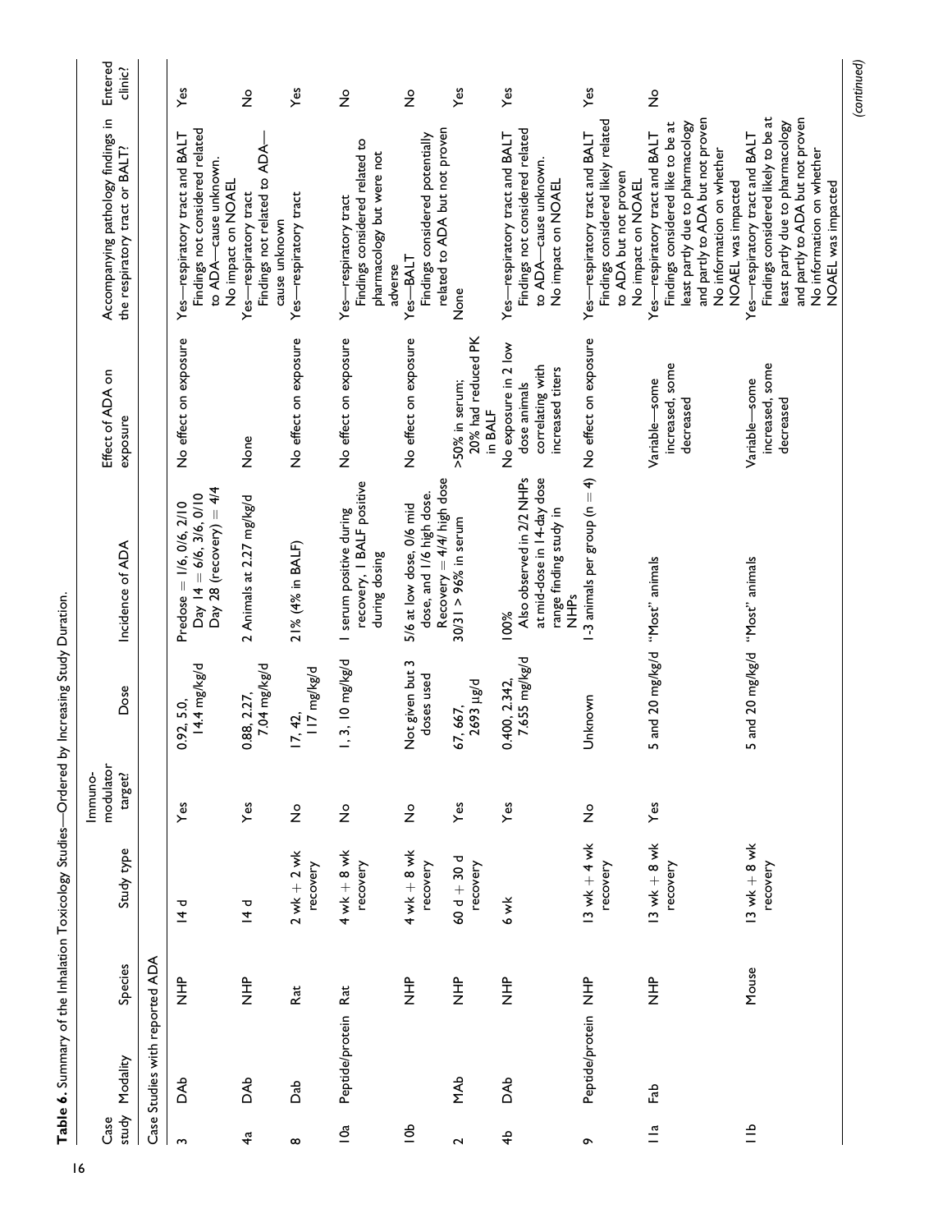**Table 6.** Summary of the Inhalation Toxicology Studies—Ordered by Increasing Study Duration.

| Case study | Modality | Species | Study type | Immuno-modulator target? | Dose | Incidence of ADA | Effect of ADA on exposure | Accompanying pathology findings in the respiratory tract or BALT? | Entered clinic? |
|---|---|---|---|---|---|---|---|---|---|
| Case Studies with reported ADA | | | | | | | | | |
| 3 | DAb | NHP | 14 d | Yes | 0.92, 5.0, 14.4 mg/kg/d | Predose = 1/6, 0/6, 2/10 Day 14 = 6/6, 3/6, 0/10 Day 28 (recovery) = 4/4 | No effect on exposure | Yes—respiratory tract and BALT Findings not considered related to ADA—cause unknown. No impact on NOAEL | Yes |
| 4a | DAb | NHP | 14 d | Yes | 0.88, 2.27, 7.04 mg/kg/d | 2 Animals at 2.27 mg/kg/d | None | Yes—respiratory tract Findings not related to ADA—cause unknown | No |
| 8 | Dab | Rat | 2 wk + 2 wk recovery | No | 17, 42, 117 mg/kg/d | 21% (4% in BALF) | No effect on exposure | Yes—respiratory tract | Yes |
| 10a | Peptide/protein | Rat | 4 wk + 8 wk recovery | No | 1, 3, 10 mg/kg/d | 1 serum positive during recovery, 1 BALF positive during dosing | No effect on exposure | Yes—respiratory tract Findings considered related to pharmacology but were not adverse | No |
| 10b | | NHP | 4 wk + 8 wk recovery | No | Not given but 3 doses used | 5/6 at low dose, 0/6 mid dose, and 1/6 high dose. Recovery = 4/4/ high dose | No effect on exposure | Yes—BALT Findings considered potentially related to ADA but not proven | No |
| 2 | MAb | NHP | 60 d + 30 d recovery | Yes | 67, 667, 2693 µg/d | 30/31 > 96% in serum | >50% in serum; 20% had reduced PK in BALF | None | Yes |
| 4b | DAb | NHP | 6 wk | Yes | 0.400, 2.342, 7.655 mg/kg/d | 100% Also observed in 2/2 NHPs at mid-dose in 14-day dose range finding study in NHPs | No exposure in 2 low dose animals correlating with increased titers | Yes—respiratory tract and BALT Findings not considered related to ADA—cause unknown. No impact on NOAEL | Yes |
| 9 | Peptide/protein | NHP | 13 wk + 4 wk recovery | No | Unknown | 1-3 animals per group (n = 4) | No effect on exposure | Yes—respiratory tract and BALT Findings considered likely related to ADA but not proven No impact on NOAEL | Yes |
| 11a | Fab | NHP | 13 wk + 8 wk recovery | Yes | 5 and 20 mg/kg/d | "Most" animals | Variable—some increased, some decreased | Yes—respiratory tract and BALT Findings considered like to be at least partly due to pharmacology and partly to ADA but not proven No information on whether NOAEL was impacted | No |
| 11b | | Mouse | 13 wk + 8 wk recovery | | 5 and 20 mg/kg/d | "Most" animals | Variable—some increased, some decreased | Yes—respiratory tract and BALT Findings considered likely to be at least partly due to pharmacology and partly to ADA but not proven No information on whether NOAEL was impacted | |

*(continued)*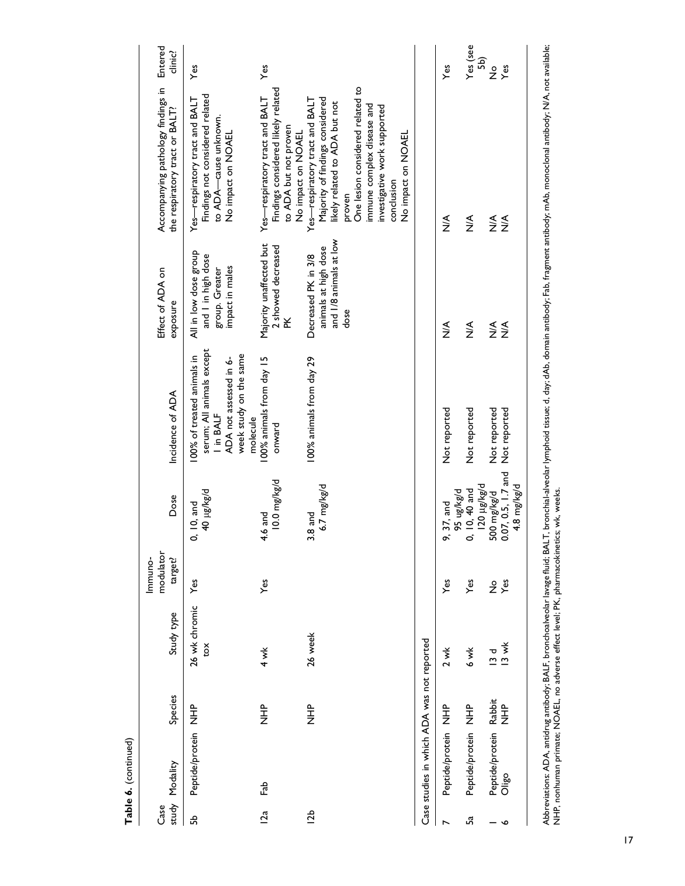**Table 6.** (continued)

| Case study | Modality | Species | Study type | Immuno-modulator target? | Dose | Incidence of ADA | Effect of ADA on exposure | Accompanying pathology findings in the respiratory tract or BALT? | Entered clinic? |
|---|---|---|---|---|---|---|---|---|---|
| 5b | Peptide/protein | NHP | 26 wk chronic tox | Yes | 0, 10, and 40 µg/kg/d | 100% of treated animals in serum; All animals except 1 in BALF ADA not assessed in 6-week study on the same molecule | All in low dose group and 1 in high dose group. Greater impact in males | Yes—respiratory tract and BALT Findings not considered related to ADA—cause unknown. No impact on NOAEL | Yes |
| 12a | Fab | NHP | 4 wk | Yes | 4.6 and 10.0 mg/kg/d | 100% animals from day 15 onward | Majority unaffected but 2 showed decreased PK | Yes—respiratory tract and BALT Findings considered likely related to ADA but not proven No impact on NOAEL | Yes |
| 12b | | NHP | 26 week | | 3.8 and 6.7 mg/kg/d | 100% animals from day 29 | Decreased PK in 3/8 animals at high dose and 1/8 animals at low dose | Yes—respiratory tract and BALT Majority of findings considered likely related to ADA but not proven One lesion considered related to immune complex disease and investigative work supported conclusion No impact on NOAEL | |
| Case studies in which ADA was not reported | | | | | | | | | |
| 7 | Peptide/protein | NHP | 2 wk | Yes | 9, 37, and 95 ug/kg/d | Not reported | N/A | N/A | Yes |
| 5a | Peptide/protein | NHP | 6 wk | Yes | 0, 10, 40 and 120 µg/kg/d | Not reported | N/A | N/A | Yes (see 5b) |
| 1 | Peptide/protein | Rabbit | 13 d | No | 500 mg/kg/d | Not reported | N/A | N/A | No |
| 6 | Oligo | NHP | 13 wk | Yes | 0.07, 0.5, 1.7 and 4.8 mg/kg/d | Not reported | N/A | N/A | Yes |

Abbreviations: ADA, antidrug antibody; BALF, bronchoalveolar lavage fluid; BALT, bronchial-alveolar lymphoid tissue; d, day; dAb, domain antibody; Fab, fragment antibody; mAb, monoclonal antibody; N/A, not available; NHP, nonhuman primate; NOAEL, no adverse effect level; PK, pharmacokinetics; wk, weeks.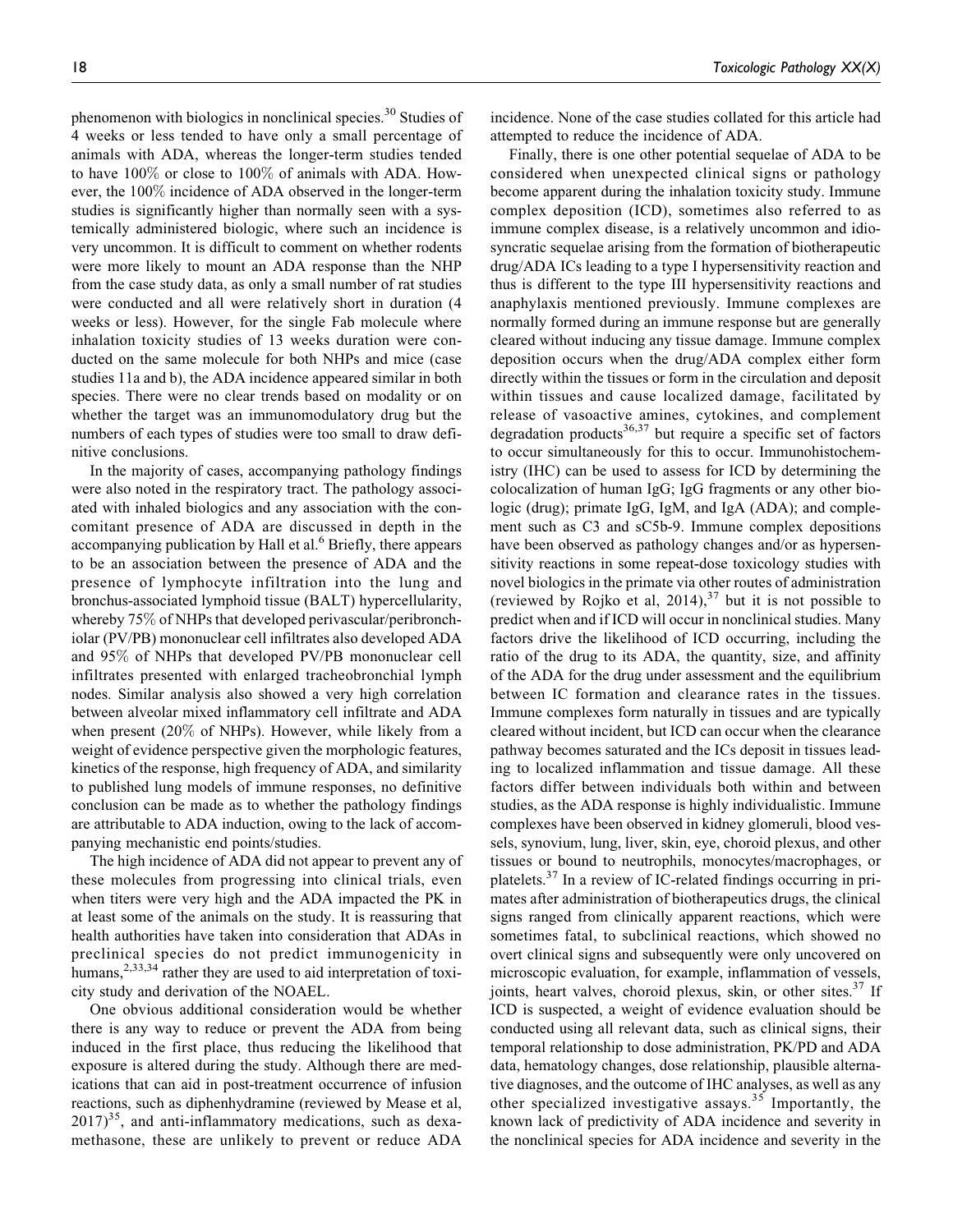phenomenon with biologics in nonclinical species.[30] Studies of 4 weeks or less tended to have only a small percentage of animals with ADA, whereas the longer-term studies tended to have 100% or close to 100% of animals with ADA. However, the 100% incidence of ADA observed in the longer-term studies is significantly higher than normally seen with a systemically administered biologic, where such an incidence is very uncommon. It is difficult to comment on whether rodents were more likely to mount an ADA response than the NHP from the case study data, as only a small number of rat studies were conducted and all were relatively short in duration (4 weeks or less). However, for the single Fab molecule where inhalation toxicity studies of 13 weeks duration were conducted on the same molecule for both NHPs and mice (case studies 11a and b), the ADA incidence appeared similar in both species. There were no clear trends based on modality or on whether the target was an immunomodulatory drug but the numbers of each types of studies were too small to draw definitive conclusions.

In the majority of cases, accompanying pathology findings were also noted in the respiratory tract. The pathology associated with inhaled biologics and any association with the concomitant presence of ADA are discussed in depth in the accompanying publication by Hall et al.[6] Briefly, there appears to be an association between the presence of ADA and the presence of lymphocyte infiltration into the lung and bronchus-associated lymphoid tissue (BALT) hypercellularity, whereby 75% of NHPs that developed perivascular/peribronchiolar (PV/PB) mononuclear cell infiltrates also developed ADA and 95% of NHPs that developed PV/PB mononuclear cell infiltrates presented with enlarged tracheobronchial lymph nodes. Similar analysis also showed a very high correlation between alveolar mixed inflammatory cell infiltrate and ADA when present (20% of NHPs). However, while likely from a weight of evidence perspective given the morphologic features, kinetics of the response, high frequency of ADA, and similarity to published lung models of immune responses, no definitive conclusion can be made as to whether the pathology findings are attributable to ADA induction, owing to the lack of accompanying mechanistic end points/studies.

The high incidence of ADA did not appear to prevent any of these molecules from progressing into clinical trials, even when titers were very high and the ADA impacted the PK in at least some of the animals on the study. It is reassuring that health authorities have taken into consideration that ADAs in preclinical species do not predict immunogenicity in humans,[2,33,34] rather they are used to aid interpretation of toxicity study and derivation of the NOAEL.

One obvious additional consideration would be whether there is any way to reduce or prevent the ADA from being induced in the first place, thus reducing the likelihood that exposure is altered during the study. Although there are medications that can aid in post-treatment occurrence of infusion reactions, such as diphenhydramine (reviewed by Mease et al, 2017)[35], and anti-inflammatory medications, such as dexamethasone, these are unlikely to prevent or reduce ADA incidence. None of the case studies collated for this article had attempted to reduce the incidence of ADA.

Finally, there is one other potential sequelae of ADA to be considered when unexpected clinical signs or pathology become apparent during the inhalation toxicity study. Immune complex deposition (ICD), sometimes also referred to as immune complex disease, is a relatively uncommon and idiosyncratic sequelae arising from the formation of biotherapeutic drug/ADA ICs leading to a type I hypersensitivity reaction and thus is different to the type III hypersensitivity reactions and anaphylaxis mentioned previously. Immune complexes are normally formed during an immune response but are generally cleared without inducing any tissue damage. Immune complex deposition occurs when the drug/ADA complex either form directly within the tissues or form in the circulation and deposit within tissues and cause localized damage, facilitated by release of vasoactive amines, cytokines, and complement degradation products[36,37] but require a specific set of factors to occur simultaneously for this to occur. Immunohistochemistry (IHC) can be used to assess for ICD by determining the colocalization of human IgG; IgG fragments or any other biologic (drug); primate IgG, IgM, and IgA (ADA); and complement such as C3 and sC5b-9. Immune complex depositions have been observed as pathology changes and/or as hypersensitivity reactions in some repeat-dose toxicology studies with novel biologics in the primate via other routes of administration (reviewed by Rojko et al, 2014),[37] but it is not possible to predict when and if ICD will occur in nonclinical studies. Many factors drive the likelihood of ICD occurring, including the ratio of the drug to its ADA, the quantity, size, and affinity of the ADA for the drug under assessment and the equilibrium between IC formation and clearance rates in the tissues. Immune complexes form naturally in tissues and are typically cleared without incident, but ICD can occur when the clearance pathway becomes saturated and the ICs deposit in tissues leading to localized inflammation and tissue damage. All these factors differ between individuals both within and between studies, as the ADA response is highly individualistic. Immune complexes have been observed in kidney glomeruli, blood vessels, synovium, lung, liver, skin, eye, choroid plexus, and other tissues or bound to neutrophils, monocytes/macrophages, or platelets.[37] In a review of IC-related findings occurring in primates after administration of biotherapeutics drugs, the clinical signs ranged from clinically apparent reactions, which were sometimes fatal, to subclinical reactions, which showed no overt clinical signs and subsequently were only uncovered on microscopic evaluation, for example, inflammation of vessels, joints, heart valves, choroid plexus, skin, or other sites.[37] If ICD is suspected, a weight of evidence evaluation should be conducted using all relevant data, such as clinical signs, their temporal relationship to dose administration, PK/PD and ADA data, hematology changes, dose relationship, plausible alternative diagnoses, and the outcome of IHC analyses, as well as any other specialized investigative assays.[35] Importantly, the known lack of predictivity of ADA incidence and severity in the nonclinical species for ADA incidence and severity in the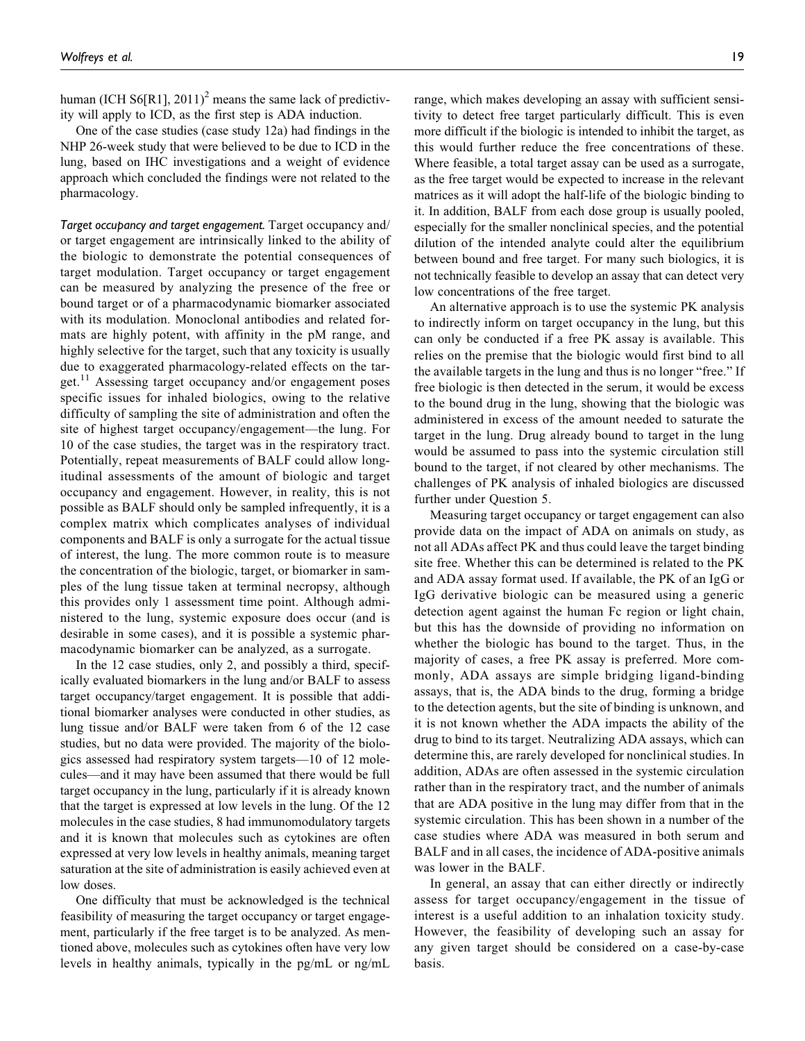human (ICH S6[R1], 2011)[2] means the same lack of predictivity will apply to ICD, as the first step is ADA induction.

One of the case studies (case study 12a) had findings in the NHP 26-week study that were believed to be due to ICD in the lung, based on IHC investigations and a weight of evidence approach which concluded the findings were not related to the pharmacology.

*Target occupancy and target engagement.* Target occupancy and/or target engagement are intrinsically linked to the ability of the biologic to demonstrate the potential consequences of target modulation. Target occupancy or target engagement can be measured by analyzing the presence of the free or bound target or of a pharmacodynamic biomarker associated with its modulation. Monoclonal antibodies and related formats are highly potent, with affinity in the pM range, and highly selective for the target, such that any toxicity is usually due to exaggerated pharmacology-related effects on the target.[11] Assessing target occupancy and/or engagement poses specific issues for inhaled biologics, owing to the relative difficulty of sampling the site of administration and often the site of highest target occupancy/engagement—the lung. For 10 of the case studies, the target was in the respiratory tract. Potentially, repeat measurements of BALF could allow longitudinal assessments of the amount of biologic and target occupancy and engagement. However, in reality, this is not possible as BALF should only be sampled infrequently, it is a complex matrix which complicates analyses of individual components and BALF is only a surrogate for the actual tissue of interest, the lung. The more common route is to measure the concentration of the biologic, target, or biomarker in samples of the lung tissue taken at terminal necropsy, although this provides only 1 assessment time point. Although administered to the lung, systemic exposure does occur (and is desirable in some cases), and it is possible a systemic pharmacodynamic biomarker can be analyzed, as a surrogate.

In the 12 case studies, only 2, and possibly a third, specifically evaluated biomarkers in the lung and/or BALF to assess target occupancy/target engagement. It is possible that additional biomarker analyses were conducted in other studies, as lung tissue and/or BALF were taken from 6 of the 12 case studies, but no data were provided. The majority of the biologics assessed had respiratory system targets—10 of 12 molecules—and it may have been assumed that there would be full target occupancy in the lung, particularly if it is already known that the target is expressed at low levels in the lung. Of the 12 molecules in the case studies, 8 had immunomodulatory targets and it is known that molecules such as cytokines are often expressed at very low levels in healthy animals, meaning target saturation at the site of administration is easily achieved even at low doses.

One difficulty that must be acknowledged is the technical feasibility of measuring the target occupancy or target engagement, particularly if the free target is to be analyzed. As mentioned above, molecules such as cytokines often have very low levels in healthy animals, typically in the pg/mL or ng/mL range, which makes developing an assay with sufficient sensitivity to detect free target particularly difficult. This is even more difficult if the biologic is intended to inhibit the target, as this would further reduce the free concentrations of these. Where feasible, a total target assay can be used as a surrogate, as the free target would be expected to increase in the relevant matrices as it will adopt the half-life of the biologic binding to it. In addition, BALF from each dose group is usually pooled, especially for the smaller nonclinical species, and the potential dilution of the intended analyte could alter the equilibrium between bound and free target. For many such biologics, it is not technically feasible to develop an assay that can detect very low concentrations of the free target.

An alternative approach is to use the systemic PK analysis to indirectly inform on target occupancy in the lung, but this can only be conducted if a free PK assay is available. This relies on the premise that the biologic would first bind to all the available targets in the lung and thus is no longer "free." If free biologic is then detected in the serum, it would be excess to the bound drug in the lung, showing that the biologic was administered in excess of the amount needed to saturate the target in the lung. Drug already bound to target in the lung would be assumed to pass into the systemic circulation still bound to the target, if not cleared by other mechanisms. The challenges of PK analysis of inhaled biologics are discussed further under Question 5.

Measuring target occupancy or target engagement can also provide data on the impact of ADA on animals on study, as not all ADAs affect PK and thus could leave the target binding site free. Whether this can be determined is related to the PK and ADA assay format used. If available, the PK of an IgG or IgG derivative biologic can be measured using a generic detection agent against the human Fc region or light chain, but this has the downside of providing no information on whether the biologic has bound to the target. Thus, in the majority of cases, a free PK assay is preferred. More commonly, ADA assays are simple bridging ligand-binding assays, that is, the ADA binds to the drug, forming a bridge to the detection agents, but the site of binding is unknown, and it is not known whether the ADA impacts the ability of the drug to bind to its target. Neutralizing ADA assays, which can determine this, are rarely developed for nonclinical studies. In addition, ADAs are often assessed in the systemic circulation rather than in the respiratory tract, and the number of animals that are ADA positive in the lung may differ from that in the systemic circulation. This has been shown in a number of the case studies where ADA was measured in both serum and BALF and in all cases, the incidence of ADA-positive animals was lower in the BALF.

In general, an assay that can either directly or indirectly assess for target occupancy/engagement in the tissue of interest is a useful addition to an inhalation toxicity study. However, the feasibility of developing such an assay for any given target should be considered on a case-by-case basis.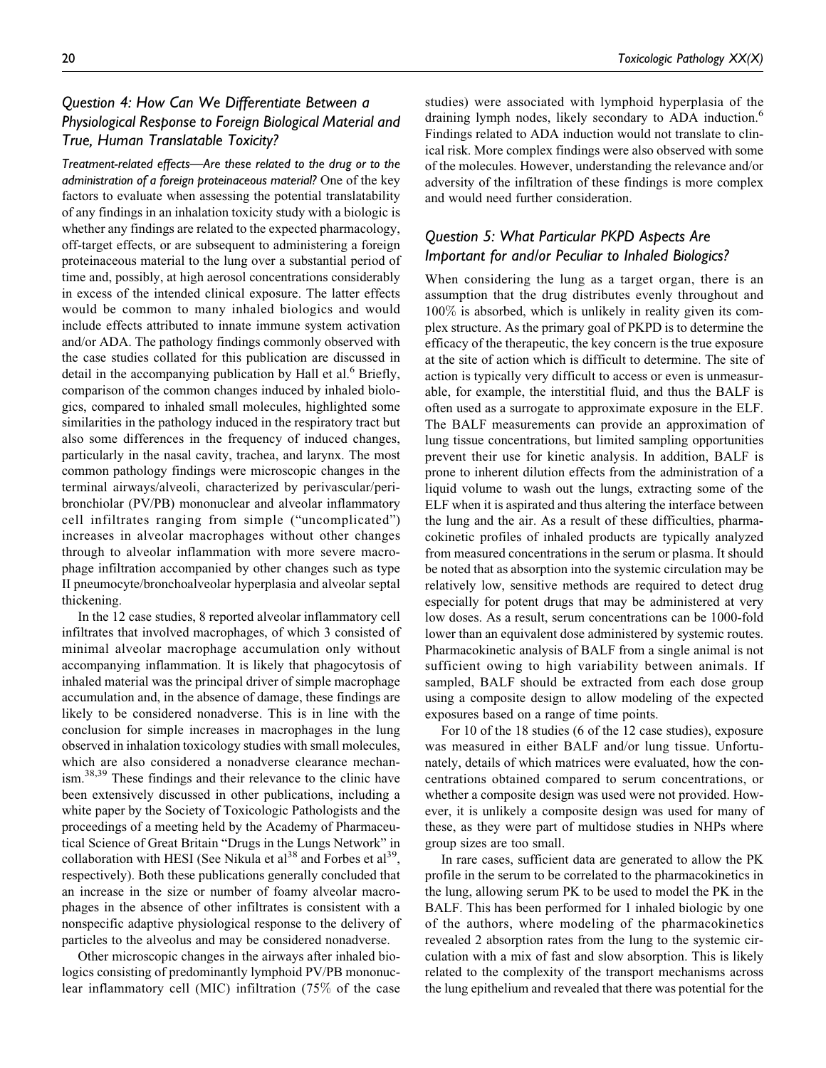### Question 4: How Can We Differentiate Between a Physiological Response to Foreign Biological Material and True, Human Translatable Toxicity?

*Treatment-related effects—Are these related to the drug or to the administration of a foreign proteinaceous material?* One of the key factors to evaluate when assessing the potential translatability of any findings in an inhalation toxicity study with a biologic is whether any findings are related to the expected pharmacology, off-target effects, or are subsequent to administering a foreign proteinaceous material to the lung over a substantial period of time and, possibly, at high aerosol concentrations considerably in excess of the intended clinical exposure. The latter effects would be common to many inhaled biologics and would include effects attributed to innate immune system activation and/or ADA. The pathology findings commonly observed with the case studies collated for this publication are discussed in detail in the accompanying publication by Hall et al.[6] Briefly, comparison of the common changes induced by inhaled biologics, compared to inhaled small molecules, highlighted some similarities in the pathology induced in the respiratory tract but also some differences in the frequency of induced changes, particularly in the nasal cavity, trachea, and larynx. The most common pathology findings were microscopic changes in the terminal airways/alveoli, characterized by perivascular/peribronchiolar (PV/PB) mononuclear and alveolar inflammatory cell infiltrates ranging from simple ("uncomplicated") increases in alveolar macrophages without other changes through to alveolar inflammation with more severe macrophage infiltration accompanied by other changes such as type II pneumocyte/bronchoalveolar hyperplasia and alveolar septal thickening.

In the 12 case studies, 8 reported alveolar inflammatory cell infiltrates that involved macrophages, of which 3 consisted of minimal alveolar macrophage accumulation only without accompanying inflammation. It is likely that phagocytosis of inhaled material was the principal driver of simple macrophage accumulation and, in the absence of damage, these findings are likely to be considered nonadverse. This is in line with the conclusion for simple increases in macrophages in the lung observed in inhalation toxicology studies with small molecules, which are also considered a nonadverse clearance mechanism.[38,39] These findings and their relevance to the clinic have been extensively discussed in other publications, including a white paper by the Society of Toxicologic Pathologists and the proceedings of a meeting held by the Academy of Pharmaceutical Science of Great Britain "Drugs in the Lungs Network" in collaboration with HESI (See Nikula et al[38] and Forbes et al[39], respectively). Both these publications generally concluded that an increase in the size or number of foamy alveolar macrophages in the absence of other infiltrates is consistent with a nonspecific adaptive physiological response to the delivery of particles to the alveolus and may be considered nonadverse.

Other microscopic changes in the airways after inhaled biologics consisting of predominantly lymphoid PV/PB mononuclear inflammatory cell (MIC) infiltration (75% of the case studies) were associated with lymphoid hyperplasia of the draining lymph nodes, likely secondary to ADA induction.[6] Findings related to ADA induction would not translate to clinical risk. More complex findings were also observed with some of the molecules. However, understanding the relevance and/or adversity of the infiltration of these findings is more complex and would need further consideration.

### Question 5: What Particular PKPD Aspects Are Important for and/or Peculiar to Inhaled Biologics?

When considering the lung as a target organ, there is an assumption that the drug distributes evenly throughout and 100% is absorbed, which is unlikely in reality given its complex structure. As the primary goal of PKPD is to determine the efficacy of the therapeutic, the key concern is the true exposure at the site of action which is difficult to determine. The site of action is typically very difficult to access or even is unmeasurable, for example, the interstitial fluid, and thus the BALF is often used as a surrogate to approximate exposure in the ELF. The BALF measurements can provide an approximation of lung tissue concentrations, but limited sampling opportunities prevent their use for kinetic analysis. In addition, BALF is prone to inherent dilution effects from the administration of a liquid volume to wash out the lungs, extracting some of the ELF when it is aspirated and thus altering the interface between the lung and the air. As a result of these difficulties, pharmacokinetic profiles of inhaled products are typically analyzed from measured concentrations in the serum or plasma. It should be noted that as absorption into the systemic circulation may be relatively low, sensitive methods are required to detect drug especially for potent drugs that may be administered at very low doses. As a result, serum concentrations can be 1000-fold lower than an equivalent dose administered by systemic routes. Pharmacokinetic analysis of BALF from a single animal is not sufficient owing to high variability between animals. If sampled, BALF should be extracted from each dose group using a composite design to allow modeling of the expected exposures based on a range of time points.

For 10 of the 18 studies (6 of the 12 case studies), exposure was measured in either BALF and/or lung tissue. Unfortunately, details of which matrices were evaluated, how the concentrations obtained compared to serum concentrations, or whether a composite design was used were not provided. However, it is unlikely a composite design was used for many of these, as they were part of multidose studies in NHPs where group sizes are too small.

In rare cases, sufficient data are generated to allow the PK profile in the serum to be correlated to the pharmacokinetics in the lung, allowing serum PK to be used to model the PK in the BALF. This has been performed for 1 inhaled biologic by one of the authors, where modeling of the pharmacokinetics revealed 2 absorption rates from the lung to the systemic circulation with a mix of fast and slow absorption. This is likely related to the complexity of the transport mechanisms across the lung epithelium and revealed that there was potential for the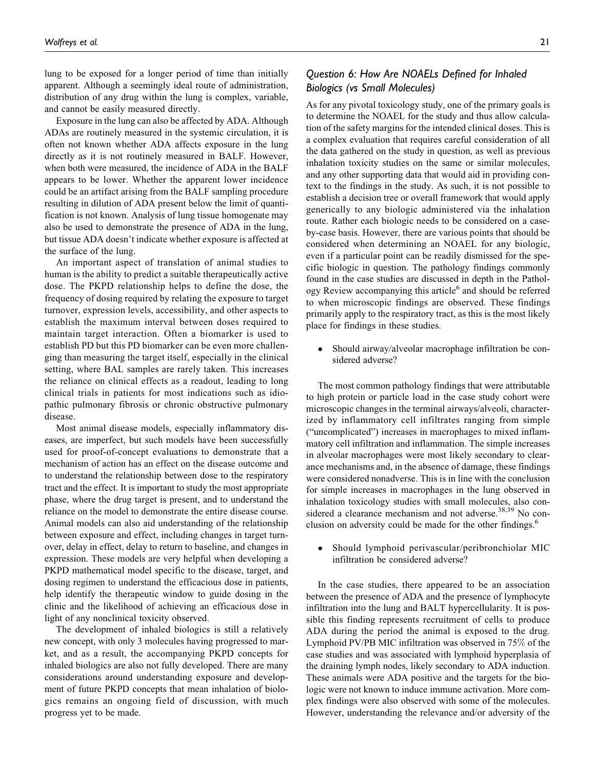lung to be exposed for a longer period of time than initially apparent. Although a seemingly ideal route of administration, distribution of any drug within the lung is complex, variable, and cannot be easily measured directly.

Exposure in the lung can also be affected by ADA. Although ADAs are routinely measured in the systemic circulation, it is often not known whether ADA affects exposure in the lung directly as it is not routinely measured in BALF. However, when both were measured, the incidence of ADA in the BALF appears to be lower. Whether the apparent lower incidence could be an artifact arising from the BALF sampling procedure resulting in dilution of ADA present below the limit of quantification is not known. Analysis of lung tissue homogenate may also be used to demonstrate the presence of ADA in the lung, but tissue ADA doesn't indicate whether exposure is affected at the surface of the lung.

An important aspect of translation of animal studies to human is the ability to predict a suitable therapeutically active dose. The PKPD relationship helps to define the dose, the frequency of dosing required by relating the exposure to target turnover, expression levels, accessibility, and other aspects to establish the maximum interval between doses required to maintain target interaction. Often a biomarker is used to establish PD but this PD biomarker can be even more challenging than measuring the target itself, especially in the clinical setting, where BAL samples are rarely taken. This increases the reliance on clinical effects as a readout, leading to long clinical trials in patients for most indications such as idiopathic pulmonary fibrosis or chronic obstructive pulmonary disease.

Most animal disease models, especially inflammatory diseases, are imperfect, but such models have been successfully used for proof-of-concept evaluations to demonstrate that a mechanism of action has an effect on the disease outcome and to understand the relationship between dose to the respiratory tract and the effect. It is important to study the most appropriate phase, where the drug target is present, and to understand the reliance on the model to demonstrate the entire disease course. Animal models can also aid understanding of the relationship between exposure and effect, including changes in target turnover, delay in effect, delay to return to baseline, and changes in expression. These models are very helpful when developing a PKPD mathematical model specific to the disease, target, and dosing regimen to understand the efficacious dose in patients, help identify the therapeutic window to guide dosing in the clinic and the likelihood of achieving an efficacious dose in light of any nonclinical toxicity observed.

The development of inhaled biologics is still a relatively new concept, with only 3 molecules having progressed to market, and as a result, the accompanying PKPD concepts for inhaled biologics are also not fully developed. There are many considerations around understanding exposure and development of future PKPD concepts that mean inhalation of biologics remains an ongoing field of discussion, with much progress yet to be made.

### *Question 6: How Are NOAELs Defined for Inhaled Biologics (vs Small Molecules)*

As for any pivotal toxicology study, one of the primary goals is to determine the NOAEL for the study and thus allow calculation of the safety margins for the intended clinical doses. This is a complex evaluation that requires careful consideration of all the data gathered on the study in question, as well as previous inhalation toxicity studies on the same or similar molecules, and any other supporting data that would aid in providing context to the findings in the study. As such, it is not possible to establish a decision tree or overall framework that would apply generically to any biologic administered via the inhalation route. Rather each biologic needs to be considered on a case-by-case basis. However, there are various points that should be considered when determining an NOAEL for any biologic, even if a particular point can be readily dismissed for the specific biologic in question. The pathology findings commonly found in the case studies are discussed in depth in the Pathology Review accompanying this article[6] and should be referred to when microscopic findings are observed. These findings primarily apply to the respiratory tract, as this is the most likely place for findings in these studies.

- Should airway/alveolar macrophage infiltration be considered adverse?

The most common pathology findings that were attributable to high protein or particle load in the case study cohort were microscopic changes in the terminal airways/alveoli, characterized by inflammatory cell infiltrates ranging from simple ("uncomplicated") increases in macrophages to mixed inflammatory cell infiltration and inflammation. The simple increases in alveolar macrophages were most likely secondary to clearance mechanisms and, in the absence of damage, these findings were considered nonadverse. This is in line with the conclusion for simple increases in macrophages in the lung observed in inhalation toxicology studies with small molecules, also considered a clearance mechanism and not adverse.[38,39] No conclusion on adversity could be made for the other findings.[6]

- Should lymphoid perivascular/peribronchiolar MIC infiltration be considered adverse?

In the case studies, there appeared to be an association between the presence of ADA and the presence of lymphocyte infiltration into the lung and BALT hypercellularity. It is possible this finding represents recruitment of cells to produce ADA during the period the animal is exposed to the drug. Lymphoid PV/PB MIC infiltration was observed in 75% of the case studies and was associated with lymphoid hyperplasia of the draining lymph nodes, likely secondary to ADA induction. These animals were ADA positive and the targets for the biologic were not known to induce immune activation. More complex findings were also observed with some of the molecules. However, understanding the relevance and/or adversity of the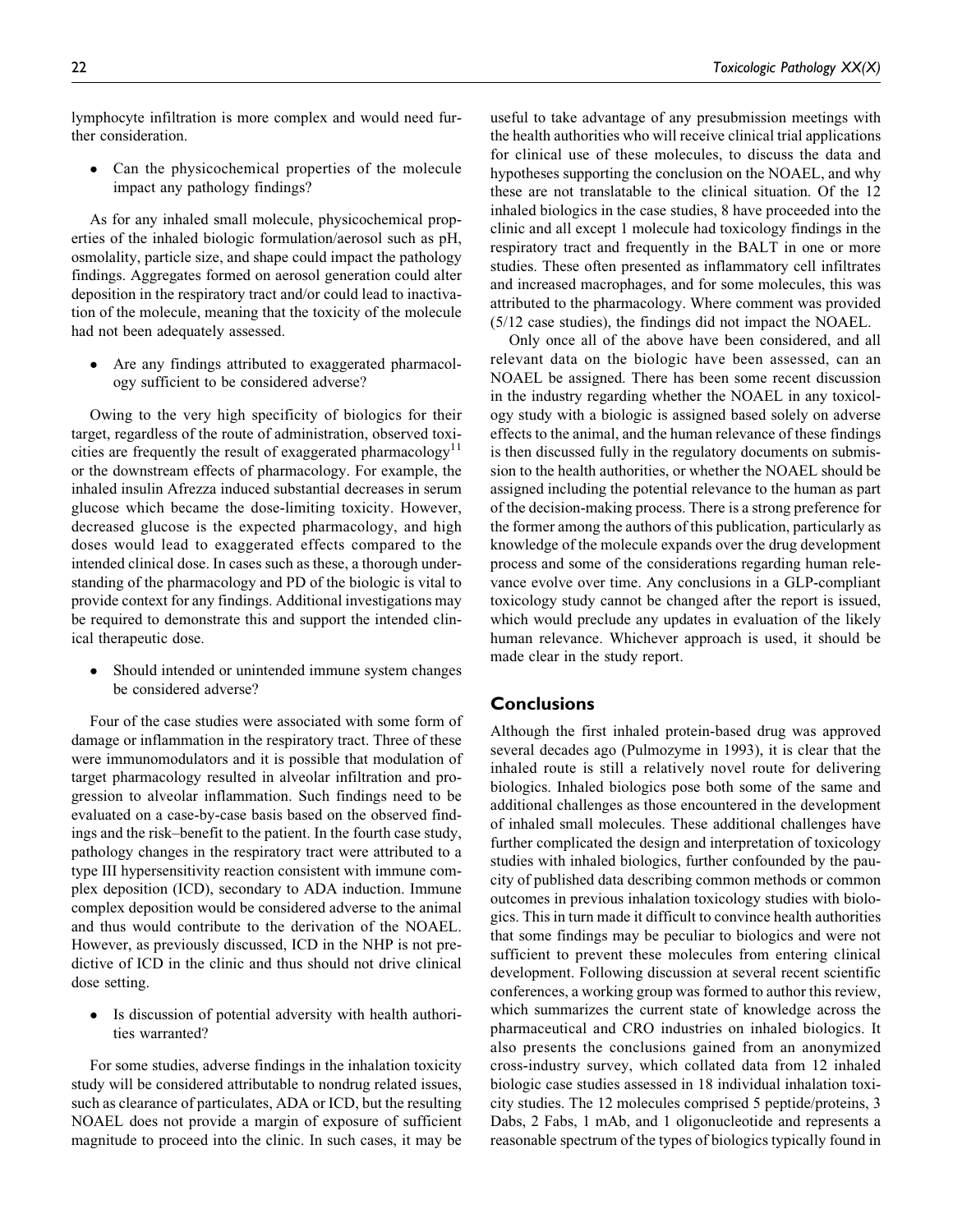lymphocyte infiltration is more complex and would need further consideration.

- Can the physicochemical properties of the molecule impact any pathology findings?

As for any inhaled small molecule, physicochemical properties of the inhaled biologic formulation/aerosol such as pH, osmolality, particle size, and shape could impact the pathology findings. Aggregates formed on aerosol generation could alter deposition in the respiratory tract and/or could lead to inactivation of the molecule, meaning that the toxicity of the molecule had not been adequately assessed.

- Are any findings attributed to exaggerated pharmacology sufficient to be considered adverse?

Owing to the very high specificity of biologics for their target, regardless of the route of administration, observed toxicities are frequently the result of exaggerated pharmacology[11] or the downstream effects of pharmacology. For example, the inhaled insulin Afrezza induced substantial decreases in serum glucose which became the dose-limiting toxicity. However, decreased glucose is the expected pharmacology, and high doses would lead to exaggerated effects compared to the intended clinical dose. In cases such as these, a thorough understanding of the pharmacology and PD of the biologic is vital to provide context for any findings. Additional investigations may be required to demonstrate this and support the intended clinical therapeutic dose.

- Should intended or unintended immune system changes be considered adverse?

Four of the case studies were associated with some form of damage or inflammation in the respiratory tract. Three of these were immunomodulators and it is possible that modulation of target pharmacology resulted in alveolar infiltration and progression to alveolar inflammation. Such findings need to be evaluated on a case-by-case basis based on the observed findings and the risk–benefit to the patient. In the fourth case study, pathology changes in the respiratory tract were attributed to a type III hypersensitivity reaction consistent with immune complex deposition (ICD), secondary to ADA induction. Immune complex deposition would be considered adverse to the animal and thus would contribute to the derivation of the NOAEL. However, as previously discussed, ICD in the NHP is not predictive of ICD in the clinic and thus should not drive clinical dose setting.

- Is discussion of potential adversity with health authorities warranted?

For some studies, adverse findings in the inhalation toxicity study will be considered attributable to nondrug related issues, such as clearance of particulates, ADA or ICD, but the resulting NOAEL does not provide a margin of exposure of sufficient magnitude to proceed into the clinic. In such cases, it may be useful to take advantage of any presubmission meetings with the health authorities who will receive clinical trial applications for clinical use of these molecules, to discuss the data and hypotheses supporting the conclusion on the NOAEL, and why these are not translatable to the clinical situation. Of the 12 inhaled biologics in the case studies, 8 have proceeded into the clinic and all except 1 molecule had toxicology findings in the respiratory tract and frequently in the BALT in one or more studies. These often presented as inflammatory cell infiltrates and increased macrophages, and for some molecules, this was attributed to the pharmacology. Where comment was provided (5/12 case studies), the findings did not impact the NOAEL.

Only once all of the above have been considered, and all relevant data on the biologic have been assessed, can an NOAEL be assigned. There has been some recent discussion in the industry regarding whether the NOAEL in any toxicology study with a biologic is assigned based solely on adverse effects to the animal, and the human relevance of these findings is then discussed fully in the regulatory documents on submission to the health authorities, or whether the NOAEL should be assigned including the potential relevance to the human as part of the decision-making process. There is a strong preference for the former among the authors of this publication, particularly as knowledge of the molecule expands over the drug development process and some of the considerations regarding human relevance evolve over time. Any conclusions in a GLP-compliant toxicology study cannot be changed after the report is issued, which would preclude any updates in evaluation of the likely human relevance. Whichever approach is used, it should be made clear in the study report.

## Conclusions

Although the first inhaled protein-based drug was approved several decades ago (Pulmozyme in 1993), it is clear that the inhaled route is still a relatively novel route for delivering biologics. Inhaled biologics pose both some of the same and additional challenges as those encountered in the development of inhaled small molecules. These additional challenges have further complicated the design and interpretation of toxicology studies with inhaled biologics, further confounded by the paucity of published data describing common methods or common outcomes in previous inhalation toxicology studies with biologics. This in turn made it difficult to convince health authorities that some findings may be peculiar to biologics and were not sufficient to prevent these molecules from entering clinical development. Following discussion at several recent scientific conferences, a working group was formed to author this review, which summarizes the current state of knowledge across the pharmaceutical and CRO industries on inhaled biologics. It also presents the conclusions gained from an anonymized cross-industry survey, which collated data from 12 inhaled biologic case studies assessed in 18 individual inhalation toxicity studies. The 12 molecules comprised 5 peptide/proteins, 3 Dabs, 2 Fabs, 1 mAb, and 1 oligonucleotide and represents a reasonable spectrum of the types of biologics typically found in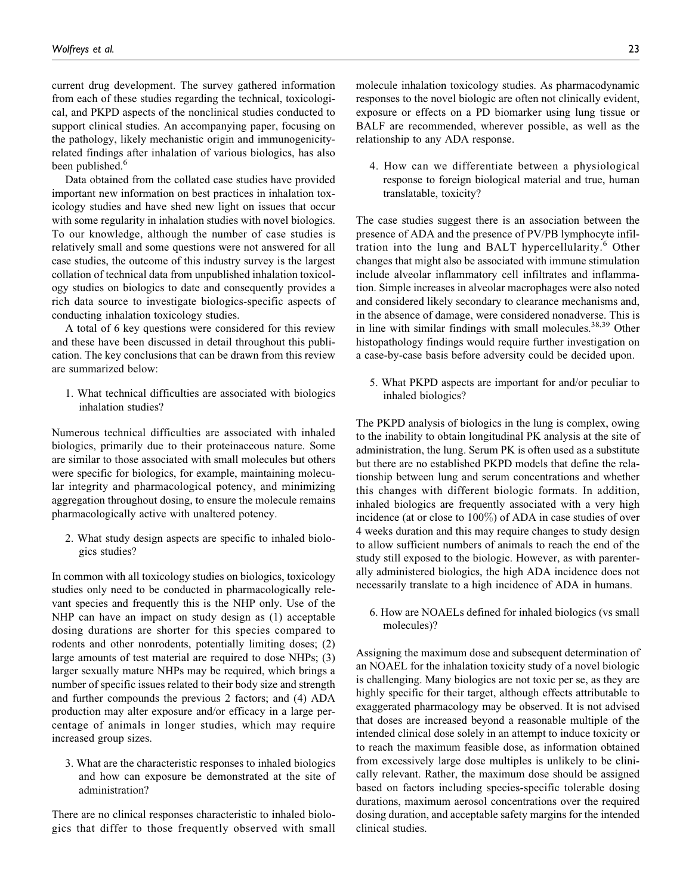current drug development. The survey gathered information from each of these studies regarding the technical, toxicological, and PKPD aspects of the nonclinical studies conducted to support clinical studies. An accompanying paper, focusing on the pathology, likely mechanistic origin and immunogenicity-related findings after inhalation of various biologics, has also been published.[6]

Data obtained from the collated case studies have provided important new information on best practices in inhalation toxicology studies and have shed new light on issues that occur with some regularity in inhalation studies with novel biologics. To our knowledge, although the number of case studies is relatively small and some questions were not answered for all case studies, the outcome of this industry survey is the largest collation of technical data from unpublished inhalation toxicology studies on biologics to date and consequently provides a rich data source to investigate biologics-specific aspects of conducting inhalation toxicology studies.

A total of 6 key questions were considered for this review and these have been discussed in detail throughout this publication. The key conclusions that can be drawn from this review are summarized below:

1. What technical difficulties are associated with biologics inhalation studies?

Numerous technical difficulties are associated with inhaled biologics, primarily due to their proteinaceous nature. Some are similar to those associated with small molecules but others were specific for biologics, for example, maintaining molecular integrity and pharmacological potency, and minimizing aggregation throughout dosing, to ensure the molecule remains pharmacologically active with unaltered potency.

2. What study design aspects are specific to inhaled biologics studies?

In common with all toxicology studies on biologics, toxicology studies only need to be conducted in pharmacologically relevant species and frequently this is the NHP only. Use of the NHP can have an impact on study design as (1) acceptable dosing durations are shorter for this species compared to rodents and other nonrodents, potentially limiting doses; (2) large amounts of test material are required to dose NHPs; (3) larger sexually mature NHPs may be required, which brings a number of specific issues related to their body size and strength and further compounds the previous 2 factors; and (4) ADA production may alter exposure and/or efficacy in a large percentage of animals in longer studies, which may require increased group sizes.

3. What are the characteristic responses to inhaled biologics and how can exposure be demonstrated at the site of administration?

There are no clinical responses characteristic to inhaled biologics that differ to those frequently observed with small molecule inhalation toxicology studies. As pharmacodynamic responses to the novel biologic are often not clinically evident, exposure or effects on a PD biomarker using lung tissue or BALF are recommended, wherever possible, as well as the relationship to any ADA response.

4. How can we differentiate between a physiological response to foreign biological material and true, human translatable, toxicity?

The case studies suggest there is an association between the presence of ADA and the presence of PV/PB lymphocyte infiltration into the lung and BALT hypercellularity.[6] Other changes that might also be associated with immune stimulation include alveolar inflammatory cell infiltrates and inflammation. Simple increases in alveolar macrophages were also noted and considered likely secondary to clearance mechanisms and, in the absence of damage, were considered nonadverse. This is in line with similar findings with small molecules.[38,39] Other histopathology findings would require further investigation on a case-by-case basis before adversity could be decided upon.

5. What PKPD aspects are important for and/or peculiar to inhaled biologics?

The PKPD analysis of biologics in the lung is complex, owing to the inability to obtain longitudinal PK analysis at the site of administration, the lung. Serum PK is often used as a substitute but there are no established PKPD models that define the relationship between lung and serum concentrations and whether this changes with different biologic formats. In addition, inhaled biologics are frequently associated with a very high incidence (at or close to 100%) of ADA in case studies of over 4 weeks duration and this may require changes to study design to allow sufficient numbers of animals to reach the end of the study still exposed to the biologic. However, as with parenterally administered biologics, the high ADA incidence does not necessarily translate to a high incidence of ADA in humans.

6. How are NOAELs defined for inhaled biologics (vs small molecules)?

Assigning the maximum dose and subsequent determination of an NOAEL for the inhalation toxicity study of a novel biologic is challenging. Many biologics are not toxic per se, as they are highly specific for their target, although effects attributable to exaggerated pharmacology may be observed. It is not advised that doses are increased beyond a reasonable multiple of the intended clinical dose solely in an attempt to induce toxicity or to reach the maximum feasible dose, as information obtained from excessively large dose multiples is unlikely to be clinically relevant. Rather, the maximum dose should be assigned based on factors including species-specific tolerable dosing durations, maximum aerosol concentrations over the required dosing duration, and acceptable safety margins for the intended clinical studies.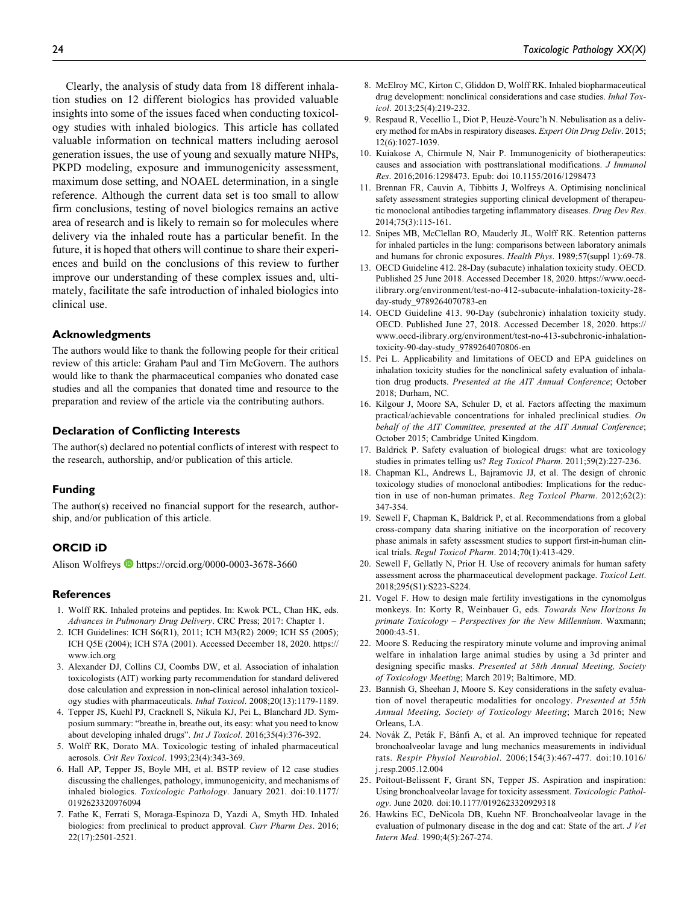Clearly, the analysis of study data from 18 different inhalation studies on 12 different biologics has provided valuable insights into some of the issues faced when conducting toxicology studies with inhaled biologics. This article has collated valuable information on technical matters including aerosol generation issues, the use of young and sexually mature NHPs, PKPD modeling, exposure and immunogenicity assessment, maximum dose setting, and NOAEL determination, in a single reference. Although the current data set is too small to allow firm conclusions, testing of novel biologics remains an active area of research and is likely to remain so for molecules where delivery via the inhaled route has a particular benefit. In the future, it is hoped that others will continue to share their experiences and build on the conclusions of this review to further improve our understanding of these complex issues and, ultimately, facilitate the safe introduction of inhaled biologics into clinical use.

## Acknowledgments

The authors would like to thank the following people for their critical review of this article: Graham Paul and Tim McGovern. The authors would like to thank the pharmaceutical companies who donated case studies and all the companies that donated time and resource to the preparation and review of the article via the contributing authors.

## Declaration of Conflicting Interests

The author(s) declared no potential conflicts of interest with respect to the research, authorship, and/or publication of this article.

## Funding

The author(s) received no financial support for the research, authorship, and/or publication of this article.

## ORCID iD

Alison Wolfreys https://orcid.org/0000-0003-3678-3660

## References

1. Wolff RK. Inhaled proteins and peptides. In: Kwok PCL, Chan HK, eds. *Advances in Pulmonary Drug Delivery*. CRC Press; 2017: Chapter 1.
2. ICH Guidelines: ICH S6(R1), 2011; ICH M3(R2) 2009; ICH S5 (2005); ICH Q5E (2004); ICH S7A (2001). Accessed December 18, 2020. https://www.ich.org
3. Alexander DJ, Collins CJ, Coombs DW, et al. Association of inhalation toxicologists (AIT) working party recommendation for standard delivered dose calculation and expression in non-clinical aerosol inhalation toxicology studies with pharmaceuticals. *Inhal Toxicol*. 2008;20(13):1179-1189.
4. Tepper JS, Kuehl PJ, Cracknell S, Nikula KJ, Pei L, Blanchard JD. Symposium summary: "breathe in, breathe out, its easy: what you need to know about developing inhaled drugs". *Int J Toxicol*. 2016;35(4):376-392.
5. Wolff RK, Dorato MA. Toxicologic testing of inhaled pharmaceutical aerosols. *Crit Rev Toxicol*. 1993;23(4):343-369.
6. Hall AP, Tepper JS, Boyle MH, et al. BSTP review of 12 case studies discussing the challenges, pathology, immunogenicity, and mechanisms of inhaled biologics. *Toxicologic Pathology*. January 2021. doi:10.1177/0192623320976094
7. Fathe K, Ferrati S, Moraga-Espinoza D, Yazdi A, Smyth HD. Inhaled biologics: from preclinical to product approval. *Curr Pharm Des*. 2016;22(17):2501-2521.
8. McElroy MC, Kirton C, Gliddon D, Wolff RK. Inhaled biopharmaceutical drug development: nonclinical considerations and case studies. *Inhal Toxicol*. 2013;25(4):219-232.
9. Respaud R, Vecellio L, Diot P, Heuzé-Vourc'h N. Nebulisation as a delivery method for mAbs in respiratory diseases. *Expert Oin Drug Deliv*. 2015;12(6):1027-1039.
10. Kuiakose A, Chirmule N, Nair P. Immunogenicity of biotherapeutics: causes and association with posttranslational modifications. *J Immunol Res*. 2016;2016:1298473. Epub: doi 10.1155/2016/1298473
11. Brennan FR, Cauvin A, Tibbitts J, Wolfreys A. Optimising nonclinical safety assessment strategies supporting clinical development of therapeutic monoclonal antibodies targeting inflammatory diseases. *Drug Dev Res*. 2014;75(3):115-161.
12. Snipes MB, McClellan RO, Mauderly JL, Wolff RK. Retention patterns for inhaled particles in the lung: comparisons between laboratory animals and humans for chronic exposures. *Health Phys*. 1989;57(suppl 1):69-78.
13. OECD Guideline 412. 28-Day (subacute) inhalation toxicity study. OECD. Published 25 June 2018. Accessed December 18, 2020. https://www.oecd-ilibrary.org/environment/test-no-412-subacute-inhalation-toxicity-28-day-study_9789264070783-en
14. OECD Guideline 413. 90-Day (subchronic) inhalation toxicity study. OECD. Published June 27, 2018. Accessed December 18, 2020. https://www.oecd-ilibrary.org/environment/test-no-413-subchronic-inhalation-toxicity-90-day-study_9789264070806-en
15. Pei L. Applicability and limitations of OECD and EPA guidelines on inhalation toxicity studies for the nonclinical safety evaluation of inhalation drug products. *Presented at the AIT Annual Conference*; October 2018; Durham, NC.
16. Kilgour J, Moore SA, Schuler D, et al. Factors affecting the maximum practical/achievable concentrations for inhaled preclinical studies. *On behalf of the AIT Committee, presented at the AIT Annual Conference*; October 2015; Cambridge United Kingdom.
17. Baldrick P. Safety evaluation of biological drugs: what are toxicology studies in primates telling us? *Reg Toxicol Pharm*. 2011;59(2):227-236.
18. Chapman KL, Andrews L, Bajramovic JJ, et al. The design of chronic toxicology studies of monoclonal antibodies: Implications for the reduction in use of non-human primates. *Reg Toxicol Pharm*. 2012;62(2):347-354.
19. Sewell F, Chapman K, Baldrick P, et al. Recommendations from a global cross-company data sharing initiative on the incorporation of recovery phase animals in safety assessment studies to support first-in-human clinical trials. *Regul Toxicol Pharm*. 2014;70(1):413-429.
20. Sewell F, Gellatly N, Prior H. Use of recovery animals for human safety assessment across the pharmaceutical development package. *Toxicol Lett*. 2018;295(S1):S223-S224.
21. Vogel F. How to design male fertility investigations in the cynomolgus monkeys. In: Korty R, Weinbauer G, eds. *Towards New Horizons In primate Toxicology – Perspectives for the New Millennium*. Waxmann; 2000:43-51.
22. Moore S. Reducing the respiratory minute volume and improving animal welfare in inhalation large animal studies by using a 3d printer and designing specific masks. *Presented at 58th Annual Meeting, Society of Toxicology Meeting*; March 2019; Baltimore, MD.
23. Bannish G, Sheehan J, Moore S. Key considerations in the safety evaluation of novel therapeutic modalities for oncology. *Presented at 55th Annual Meeting, Society of Toxicology Meeting*; March 2016; New Orleans, LA.
24. Novák Z, Peták F, Bánfi A, et al. An improved technique for repeated bronchoalveolar lavage and lung mechanics measurements in individual rats. *Respir Physiol Neurobiol*. 2006;154(3):467-477. doi:10.1016/j.resp.2005.12.004
25. Poitout-Belissent F, Grant SN, Tepper JS. Aspiration and inspiration: Using bronchoalveolar lavage for toxicity assessment. *Toxicologic Pathology*. June 2020. doi:10.1177/0192623320929318
26. Hawkins EC, DeNicola DB, Kuehn NF. Bronchoalveolar lavage in the evaluation of pulmonary disease in the dog and cat: State of the art. *J Vet Intern Med*. 1990;4(5):267-274.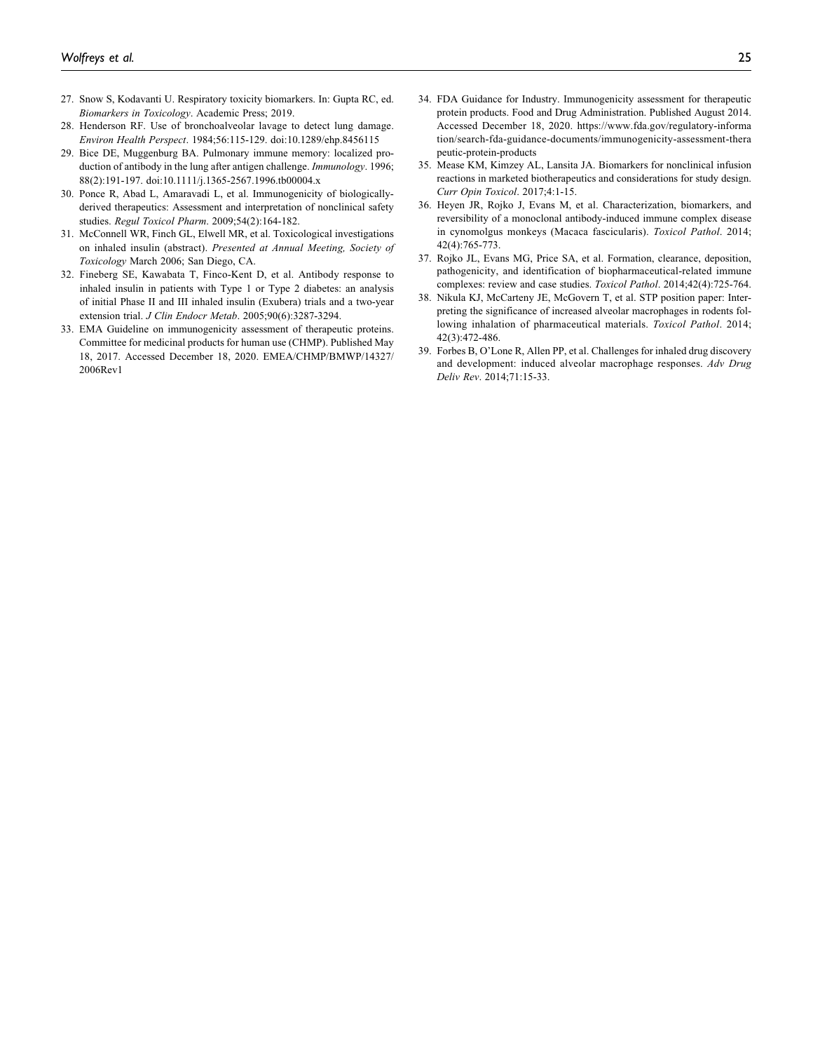27. Snow S, Kodavanti U. Respiratory toxicity biomarkers. In: Gupta RC, ed. *Biomarkers in Toxicology*. Academic Press; 2019.
28. Henderson RF. Use of bronchoalveolar lavage to detect lung damage. *Environ Health Perspect*. 1984;56:115-129. doi:10.1289/ehp.8456115
29. Bice DE, Muggenburg BA. Pulmonary immune memory: localized production of antibody in the lung after antigen challenge. *Immunology*. 1996; 88(2):191-197. doi:10.1111/j.1365-2567.1996.tb00004.x
30. Ponce R, Abad L, Amaravadi L, et al. Immunogenicity of biologically-derived therapeutics: Assessment and interpretation of nonclinical safety studies. *Regul Toxicol Pharm*. 2009;54(2):164-182.
31. McConnell WR, Finch GL, Elwell MR, et al. Toxicological investigations on inhaled insulin (abstract). *Presented at Annual Meeting, Society of Toxicology* March 2006; San Diego, CA.
32. Fineberg SE, Kawabata T, Finco-Kent D, et al. Antibody response to inhaled insulin in patients with Type 1 or Type 2 diabetes: an analysis of initial Phase II and III inhaled insulin (Exubera) trials and a two-year extension trial. *J Clin Endocr Metab*. 2005;90(6):3287-3294.
33. EMA Guideline on immunogenicity assessment of therapeutic proteins. Committee for medicinal products for human use (CHMP). Published May 18, 2017. Accessed December 18, 2020. EMEA/CHMP/BMWP/14327/2006Rev1
34. FDA Guidance for Industry. Immunogenicity assessment for therapeutic protein products. Food and Drug Administration. Published August 2014. Accessed December 18, 2020. https://www.fda.gov/regulatory-information/search-fda-guidance-documents/immunogenicity-assessment-therapeutic-protein-products
35. Mease KM, Kimzey AL, Lansita JA. Biomarkers for nonclinical infusion reactions in marketed biotherapeutics and considerations for study design. *Curr Opin Toxicol*. 2017;4:1-15.
36. Heyen JR, Rojko J, Evans M, et al. Characterization, biomarkers, and reversibility of a monoclonal antibody-induced immune complex disease in cynomolgus monkeys (Macaca fascicularis). *Toxicol Pathol*. 2014; 42(4):765-773.
37. Rojko JL, Evans MG, Price SA, et al. Formation, clearance, deposition, pathogenicity, and identification of biopharmaceutical-related immune complexes: review and case studies. *Toxicol Pathol*. 2014;42(4):725-764.
38. Nikula KJ, McCarteny JE, McGovern T, et al. STP position paper: Interpreting the significance of increased alveolar macrophages in rodents following inhalation of pharmaceutical materials. *Toxicol Pathol*. 2014; 42(3):472-486.
39. Forbes B, O'Lone R, Allen PP, et al. Challenges for inhaled drug discovery and development: induced alveolar macrophage responses. *Adv Drug Deliv Rev*. 2014;71:15-33.